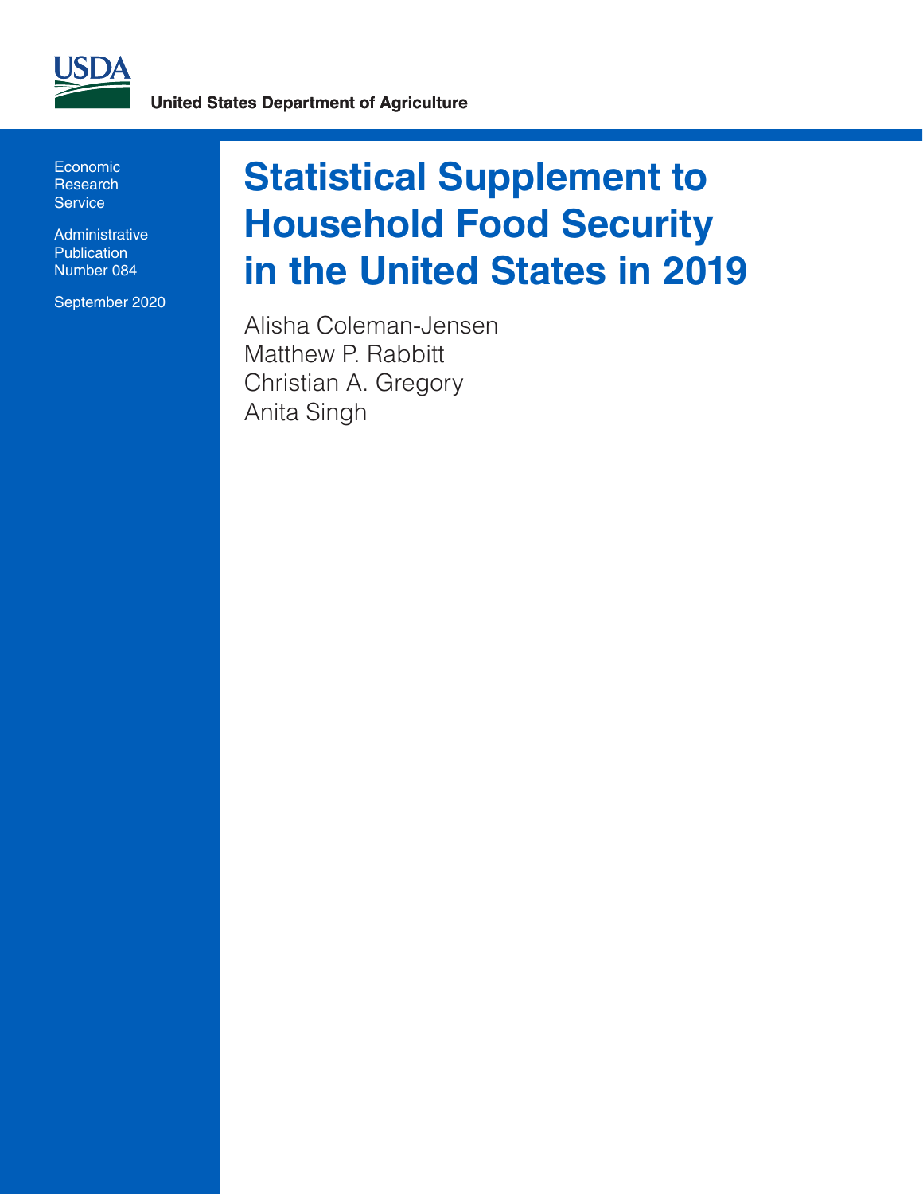USDA

United States Department of Agriculture

Economic Research Service

Administrative Publication Number 084

September 2020

# Statistical Supplement to Household Food Security in the United States in 2019

Alisha Coleman-Jensen
Matthew P. Rabbitt
Christian A. Gregory
Anita Singh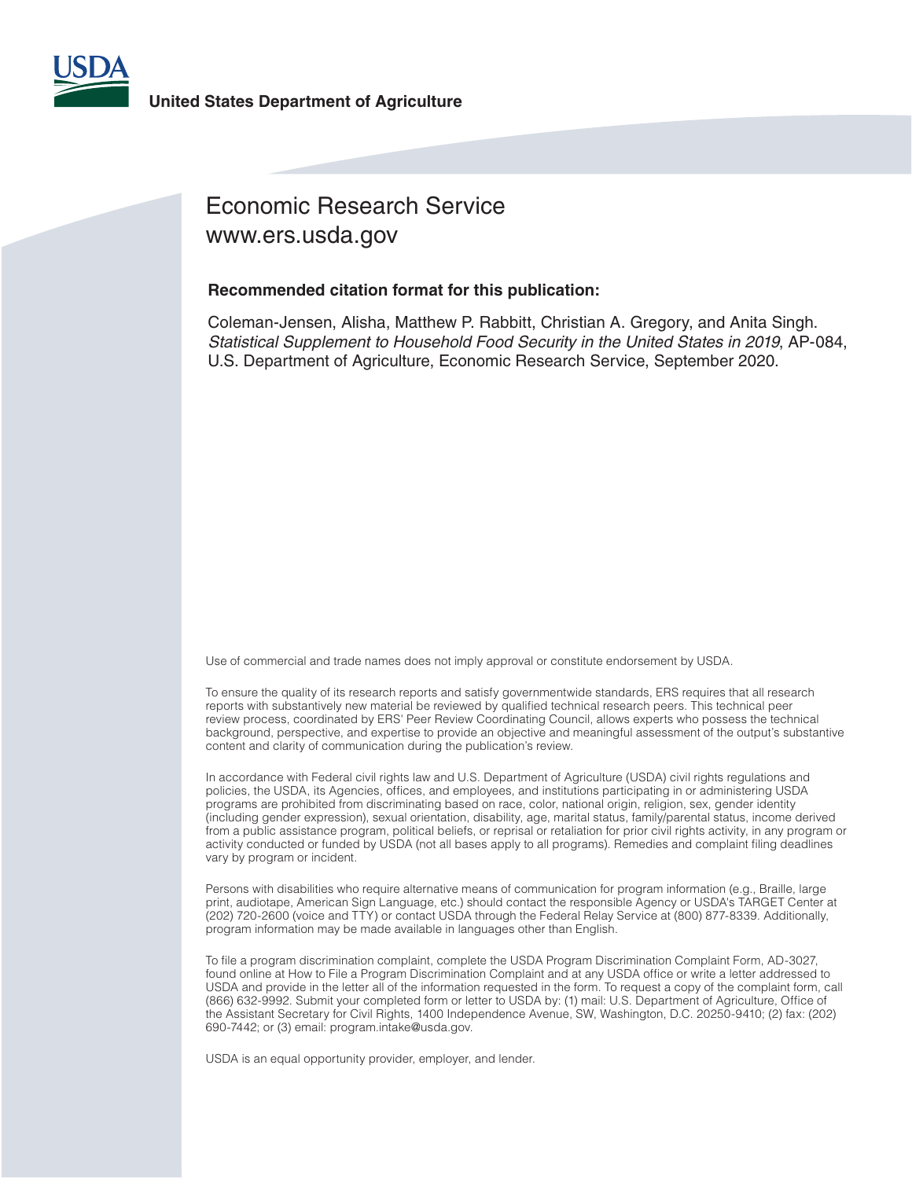USDA

**United States Department of Agriculture**

Economic Research Service
www.ers.usda.gov

**Recommended citation format for this publication:**

Coleman-Jensen, Alisha, Matthew P. Rabbitt, Christian A. Gregory, and Anita Singh. *Statistical Supplement to Household Food Security in the United States in 2019*, AP-084, U.S. Department of Agriculture, Economic Research Service, September 2020.

Use of commercial and trade names does not imply approval or constitute endorsement by USDA.

To ensure the quality of its research reports and satisfy governmentwide standards, ERS requires that all research reports with substantively new material be reviewed by qualified technical research peers. This technical peer review process, coordinated by ERS' Peer Review Coordinating Council, allows experts who possess the technical background, perspective, and expertise to provide an objective and meaningful assessment of the output's substantive content and clarity of communication during the publication's review.

In accordance with Federal civil rights law and U.S. Department of Agriculture (USDA) civil rights regulations and policies, the USDA, its Agencies, offices, and employees, and institutions participating in or administering USDA programs are prohibited from discriminating based on race, color, national origin, religion, sex, gender identity (including gender expression), sexual orientation, disability, age, marital status, family/parental status, income derived from a public assistance program, political beliefs, or reprisal or retaliation for prior civil rights activity, in any program or activity conducted or funded by USDA (not all bases apply to all programs). Remedies and complaint filing deadlines vary by program or incident.

Persons with disabilities who require alternative means of communication for program information (e.g., Braille, large print, audiotape, American Sign Language, etc.) should contact the responsible Agency or USDA's TARGET Center at (202) 720-2600 (voice and TTY) or contact USDA through the Federal Relay Service at (800) 877-8339. Additionally, program information may be made available in languages other than English.

To file a program discrimination complaint, complete the USDA Program Discrimination Complaint Form, AD-3027, found online at How to File a Program Discrimination Complaint and at any USDA office or write a letter addressed to USDA and provide in the letter all of the information requested in the form. To request a copy of the complaint form, call (866) 632-9992. Submit your completed form or letter to USDA by: (1) mail: U.S. Department of Agriculture, Office of the Assistant Secretary for Civil Rights, 1400 Independence Avenue, SW, Washington, D.C. 20250-9410; (2) fax: (202) 690-7442; or (3) email: program.intake@usda.gov.

USDA is an equal opportunity provider, employer, and lender.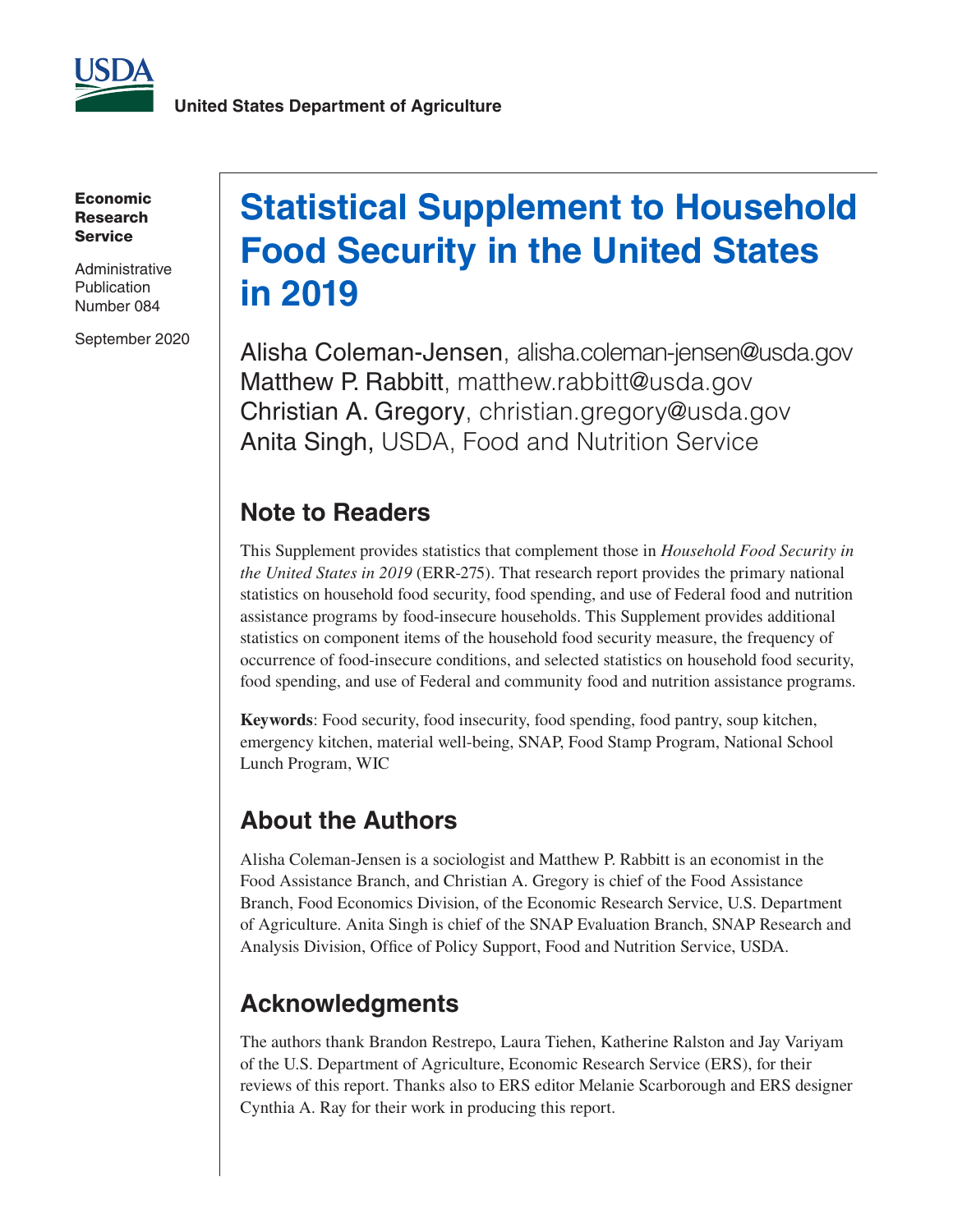**United States Department of Agriculture**

**Economic Research Service**

Administrative Publication Number 084

September 2020

# Statistical Supplement to Household Food Security in the United States in 2019

Alisha Coleman-Jensen, alisha.coleman-jensen@usda.gov
Matthew P. Rabbitt, matthew.rabbitt@usda.gov
Christian A. Gregory, christian.gregory@usda.gov
Anita Singh, USDA, Food and Nutrition Service

## Note to Readers

This Supplement provides statistics that complement those in *Household Food Security in the United States in 2019* (ERR-275). That research report provides the primary national statistics on household food security, food spending, and use of Federal food and nutrition assistance programs by food-insecure households. This Supplement provides additional statistics on component items of the household food security measure, the frequency of occurrence of food-insecure conditions, and selected statistics on household food security, food spending, and use of Federal and community food and nutrition assistance programs.

**Keywords**: Food security, food insecurity, food spending, food pantry, soup kitchen, emergency kitchen, material well-being, SNAP, Food Stamp Program, National School Lunch Program, WIC

## About the Authors

Alisha Coleman-Jensen is a sociologist and Matthew P. Rabbitt is an economist in the Food Assistance Branch, and Christian A. Gregory is chief of the Food Assistance Branch, Food Economics Division, of the Economic Research Service, U.S. Department of Agriculture. Anita Singh is chief of the SNAP Evaluation Branch, SNAP Research and Analysis Division, Office of Policy Support, Food and Nutrition Service, USDA.

## Acknowledgments

The authors thank Brandon Restrepo, Laura Tiehen, Katherine Ralston and Jay Variyam of the U.S. Department of Agriculture, Economic Research Service (ERS), for their reviews of this report. Thanks also to ERS editor Melanie Scarborough and ERS designer Cynthia A. Ray for their work in producing this report.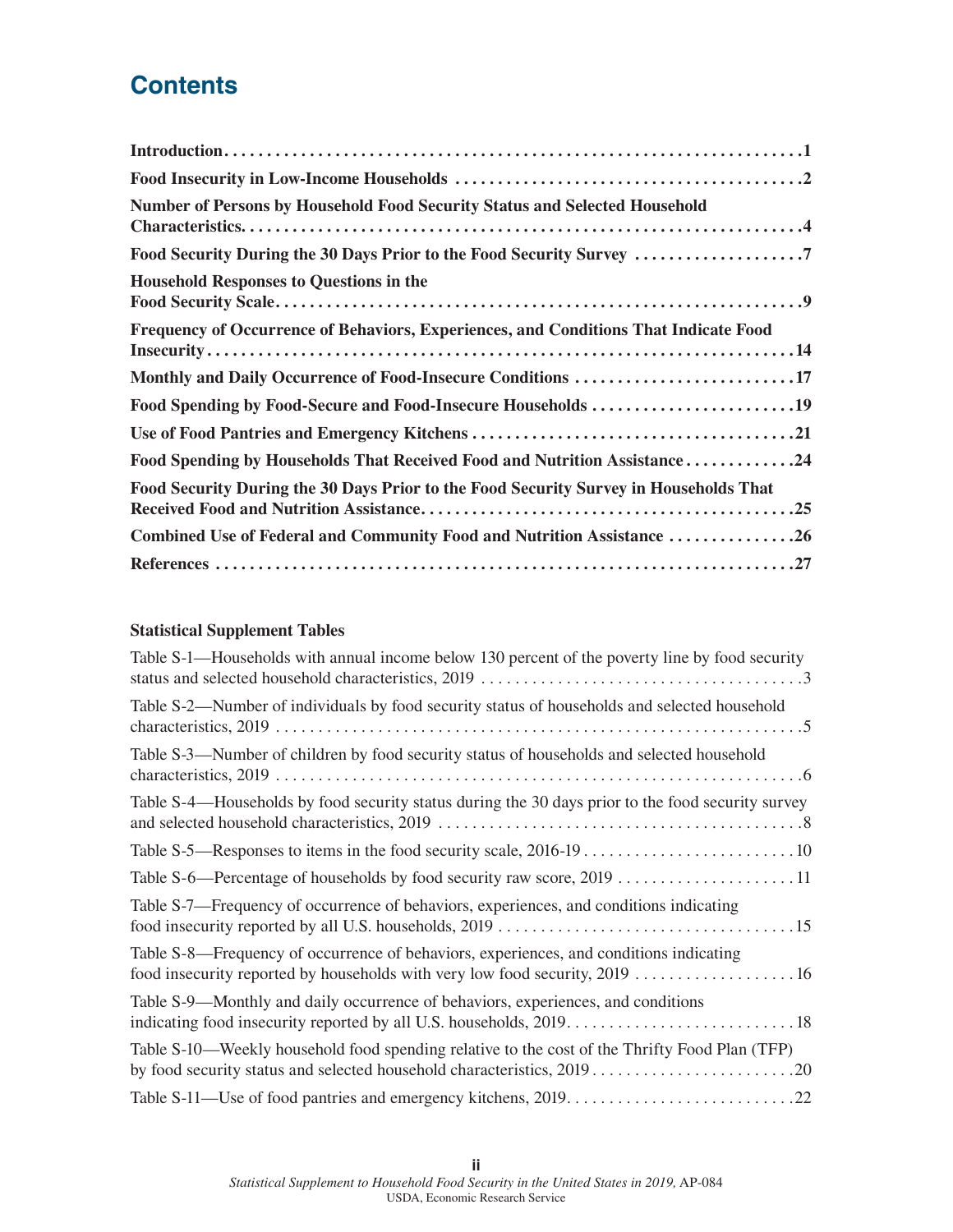# Contents

**Introduction** ....................................................................1

**Food Insecurity in Low-Income Households** ....................................2

**Number of Persons by Household Food Security Status and Selected Household Characteristics** ....................................................................4

**Food Security During the 30 Days Prior to the Food Security Survey** ...................7

**Household Responses to Questions in the Food Security Scale** ....................................................................9

**Frequency of Occurrence of Behaviors, Experiences, and Conditions That Indicate Food Insecurity** ....................................................................14

**Monthly and Daily Occurrence of Food-Insecure Conditions** ..........................17

**Food Spending by Food-Secure and Food-Insecure Households** ........................19

**Use of Food Pantries and Emergency Kitchens** ......................................21

**Food Spending by Households That Received Food and Nutrition Assistance** .............24

**Food Security During the 30 Days Prior to the Food Security Survey in Households That Received Food and Nutrition Assistance** ..........................................25

**Combined Use of Federal and Community Food and Nutrition Assistance** ...............26

**References** ....................................................................27

**Statistical Supplement Tables**

Table S-1—Households with annual income below 130 percent of the poverty line by food security status and selected household characteristics, 2019 .....................................3

Table S-2—Number of individuals by food security status of households and selected household characteristics, 2019 ....................................................................5

Table S-3—Number of children by food security status of households and selected household characteristics, 2019 ....................................................................6

Table S-4—Households by food security status during the 30 days prior to the food security survey and selected household characteristics, 2019 .........................................8

Table S-5—Responses to items in the food security scale, 2016-19 .........................10

Table S-6—Percentage of households by food security raw score, 2019 .....................11

Table S-7—Frequency of occurrence of behaviors, experiences, and conditions indicating food insecurity reported by all U.S. households, 2019 ..................................15

Table S-8—Frequency of occurrence of behaviors, experiences, and conditions indicating food insecurity reported by households with very low food security, 2019 ...................16

Table S-9—Monthly and daily occurrence of behaviors, experiences, and conditions indicating food insecurity reported by all U.S. households, 2019. ..........................18

Table S-10—Weekly household food spending relative to the cost of the Thrifty Food Plan (TFP) by food security status and selected household characteristics, 2019 ........................20

Table S-11—Use of food pantries and emergency kitchens, 2019. ...........................22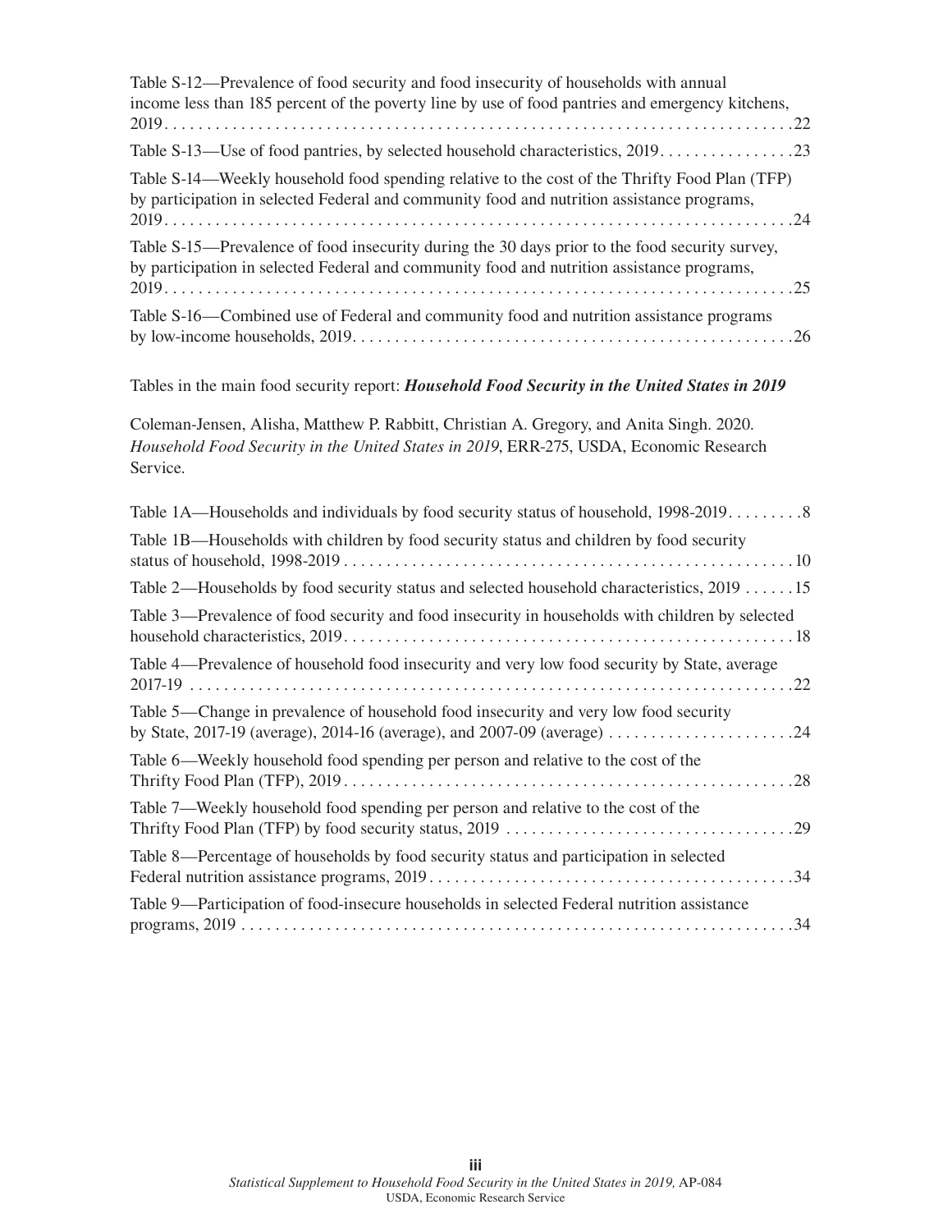Table S-12—Prevalence of food security and food insecurity of households with annual income less than 185 percent of the poverty line by use of food pantries and emergency kitchens, 2019 . . . . . . . . . . . . . . . . . . . . . . . . . . . . . . . . . . . . . . . . . . . . . . . . . . . . . . . . . . . . . . . . . . . . . . . . . 22

Table S-13—Use of food pantries, by selected household characteristics, 2019 . . . . . . . . . . . . . . . . 23

Table S-14—Weekly household food spending relative to the cost of the Thrifty Food Plan (TFP) by participation in selected Federal and community food and nutrition assistance programs, 2019 . . . . . . . . . . . . . . . . . . . . . . . . . . . . . . . . . . . . . . . . . . . . . . . . . . . . . . . . . . . . . . . . . . . . . . . . . 24

Table S-15—Prevalence of food insecurity during the 30 days prior to the food security survey, by participation in selected Federal and community food and nutrition assistance programs, 2019 . . . . . . . . . . . . . . . . . . . . . . . . . . . . . . . . . . . . . . . . . . . . . . . . . . . . . . . . . . . . . . . . . . . . . . . . . 25

Table S-16—Combined use of Federal and community food and nutrition assistance programs by low-income households, 2019 . . . . . . . . . . . . . . . . . . . . . . . . . . . . . . . . . . . . . . . . . . . . . . . . . . . . 26

Tables in the main food security report: ***Household Food Security in the United States in 2019***

Coleman-Jensen, Alisha, Matthew P. Rabbitt, Christian A. Gregory, and Anita Singh. 2020. *Household Food Security in the United States in 2019*, ERR-275, USDA, Economic Research Service.

Table 1A—Households and individuals by food security status of household, 1998-2019 . . . . . . . . . 8

Table 1B—Households with children by food security status and children by food security status of household, 1998-2019 . . . . . . . . . . . . . . . . . . . . . . . . . . . . . . . . . . . . . . . . . . . . . . . . . . . . . 10

Table 2—Households by food security status and selected household characteristics, 2019 . . . . . . 15

Table 3—Prevalence of food security and food insecurity in households with children by selected household characteristics, 2019 . . . . . . . . . . . . . . . . . . . . . . . . . . . . . . . . . . . . . . . . . . . . . . . . . . . . 18

Table 4—Prevalence of household food insecurity and very low food security by State, average 2017-19 . . . . . . . . . . . . . . . . . . . . . . . . . . . . . . . . . . . . . . . . . . . . . . . . . . . . . . . . . . . . . . . . . . . . . . 22

Table 5—Change in prevalence of household food insecurity and very low food security by State, 2017-19 (average), 2014-16 (average), and 2007-09 (average) . . . . . . . . . . . . . . . . . . . . . . 24

Table 6—Weekly household food spending per person and relative to the cost of the Thrifty Food Plan (TFP), 2019 . . . . . . . . . . . . . . . . . . . . . . . . . . . . . . . . . . . . . . . . . . . . . . . . . . . . . . . . . 28

Table 7—Weekly household food spending per person and relative to the cost of the Thrifty Food Plan (TFP) by food security status, 2019 . . . . . . . . . . . . . . . . . . . . . . . . . . . . . . . . . . 29

Table 8—Percentage of households by food security status and participation in selected Federal nutrition assistance programs, 2019 . . . . . . . . . . . . . . . . . . . . . . . . . . . . . . . . . . . . . . . . . . . 34

Table 9—Participation of food-insecure households in selected Federal nutrition assistance programs, 2019 . . . . . . . . . . . . . . . . . . . . . . . . . . . . . . . . . . . . . . . . . . . . . . . . . . . . . . . . . . . . . . . . . . 34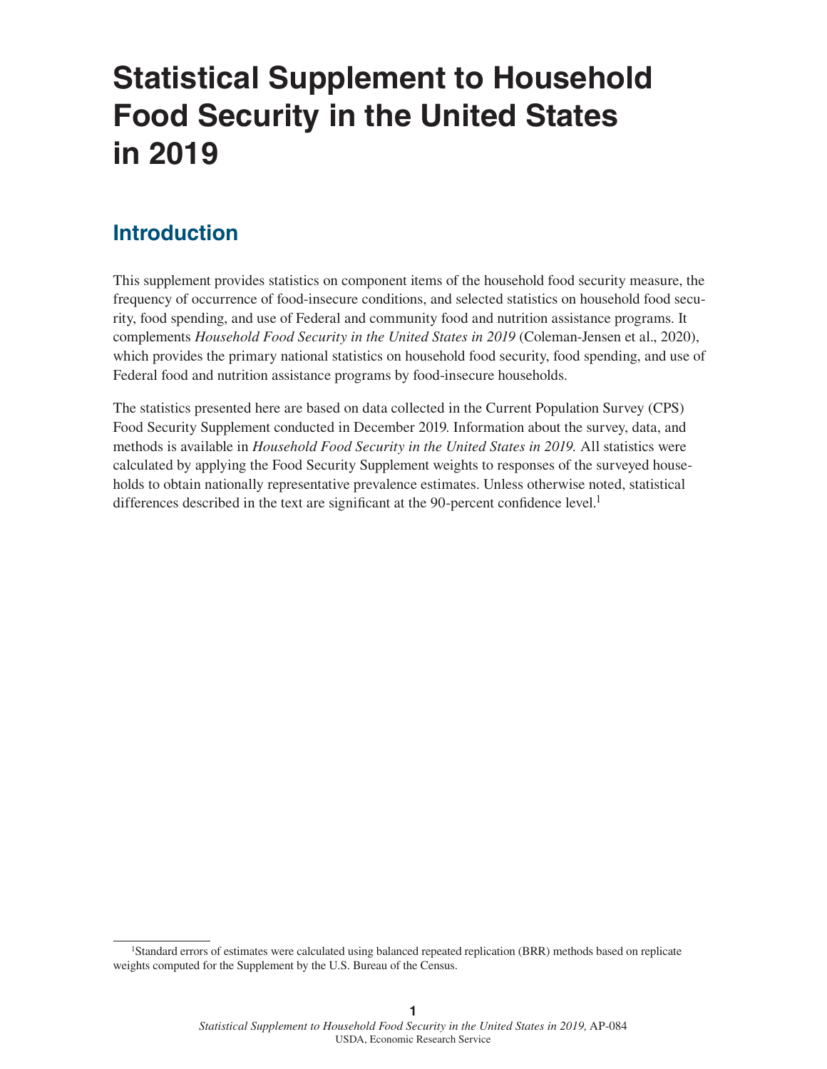# Statistical Supplement to Household Food Security in the United States in 2019

## Introduction

This supplement provides statistics on component items of the household food security measure, the frequency of occurrence of food-insecure conditions, and selected statistics on household food security, food spending, and use of Federal and community food and nutrition assistance programs. It complements *Household Food Security in the United States in 2019* (Coleman-Jensen et al., 2020), which provides the primary national statistics on household food security, food spending, and use of Federal food and nutrition assistance programs by food-insecure households.

The statistics presented here are based on data collected in the Current Population Survey (CPS) Food Security Supplement conducted in December 2019. Information about the survey, data, and methods is available in *Household Food Security in the United States in 2019.* All statistics were calculated by applying the Food Security Supplement weights to responses of the surveyed households to obtain nationally representative prevalence estimates. Unless otherwise noted, statistical differences described in the text are significant at the 90-percent confidence level.[1]

[1]Standard errors of estimates were calculated using balanced repeated replication (BRR) methods based on replicate weights computed for the Supplement by the U.S. Bureau of the Census.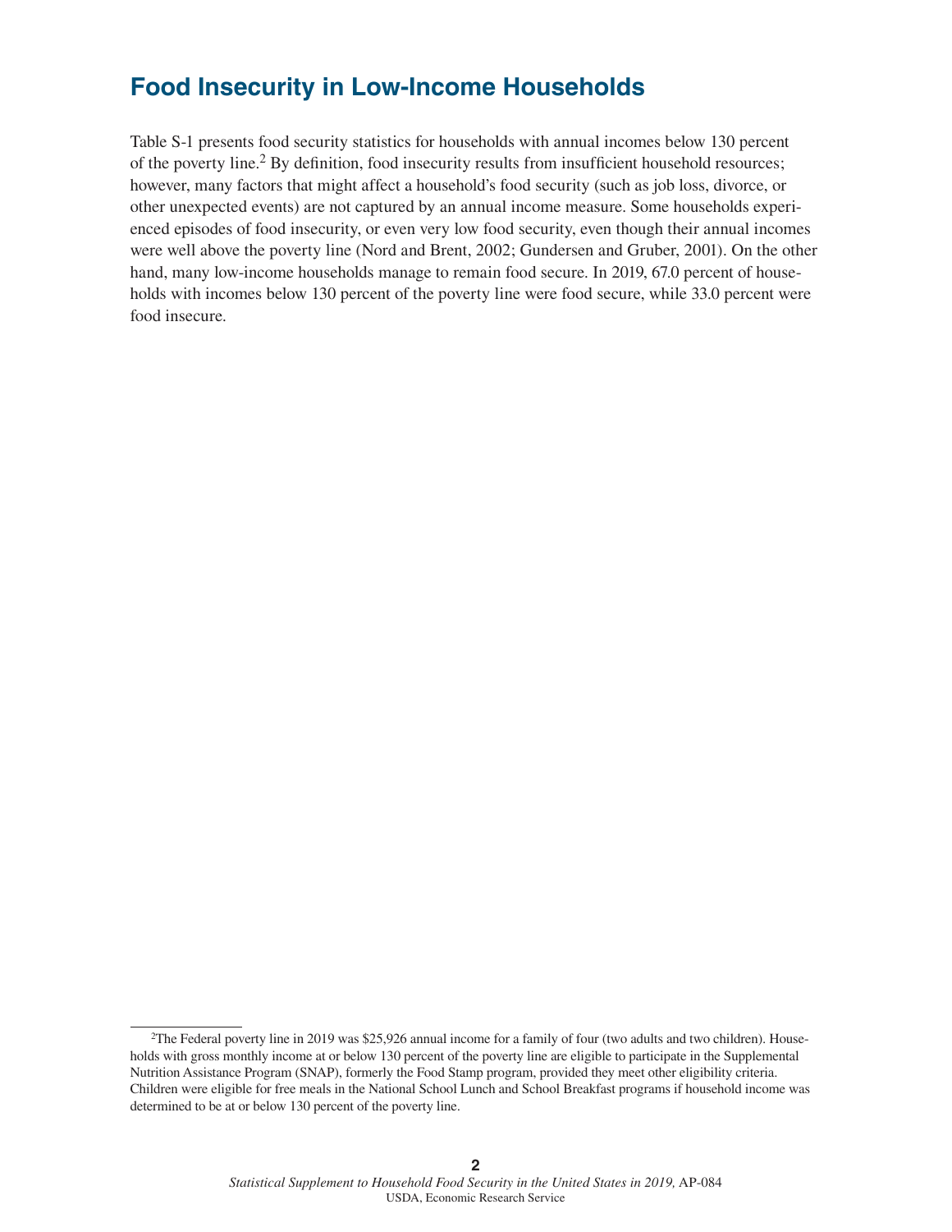## Food Insecurity in Low-Income Households

Table S-1 presents food security statistics for households with annual incomes below 130 percent of the poverty line.[2] By definition, food insecurity results from insufficient household resources; however, many factors that might affect a household's food security (such as job loss, divorce, or other unexpected events) are not captured by an annual income measure. Some households experienced episodes of food insecurity, or even very low food security, even though their annual incomes were well above the poverty line (Nord and Brent, 2002; Gundersen and Gruber, 2001). On the other hand, many low-income households manage to remain food secure. In 2019, 67.0 percent of households with incomes below 130 percent of the poverty line were food secure, while 33.0 percent were food insecure.

---

[2]The Federal poverty line in 2019 was $25,926 annual income for a family of four (two adults and two children). Households with gross monthly income at or below 130 percent of the poverty line are eligible to participate in the Supplemental Nutrition Assistance Program (SNAP), formerly the Food Stamp program, provided they meet other eligibility criteria. Children were eligible for free meals in the National School Lunch and School Breakfast programs if household income was determined to be at or below 130 percent of the poverty line.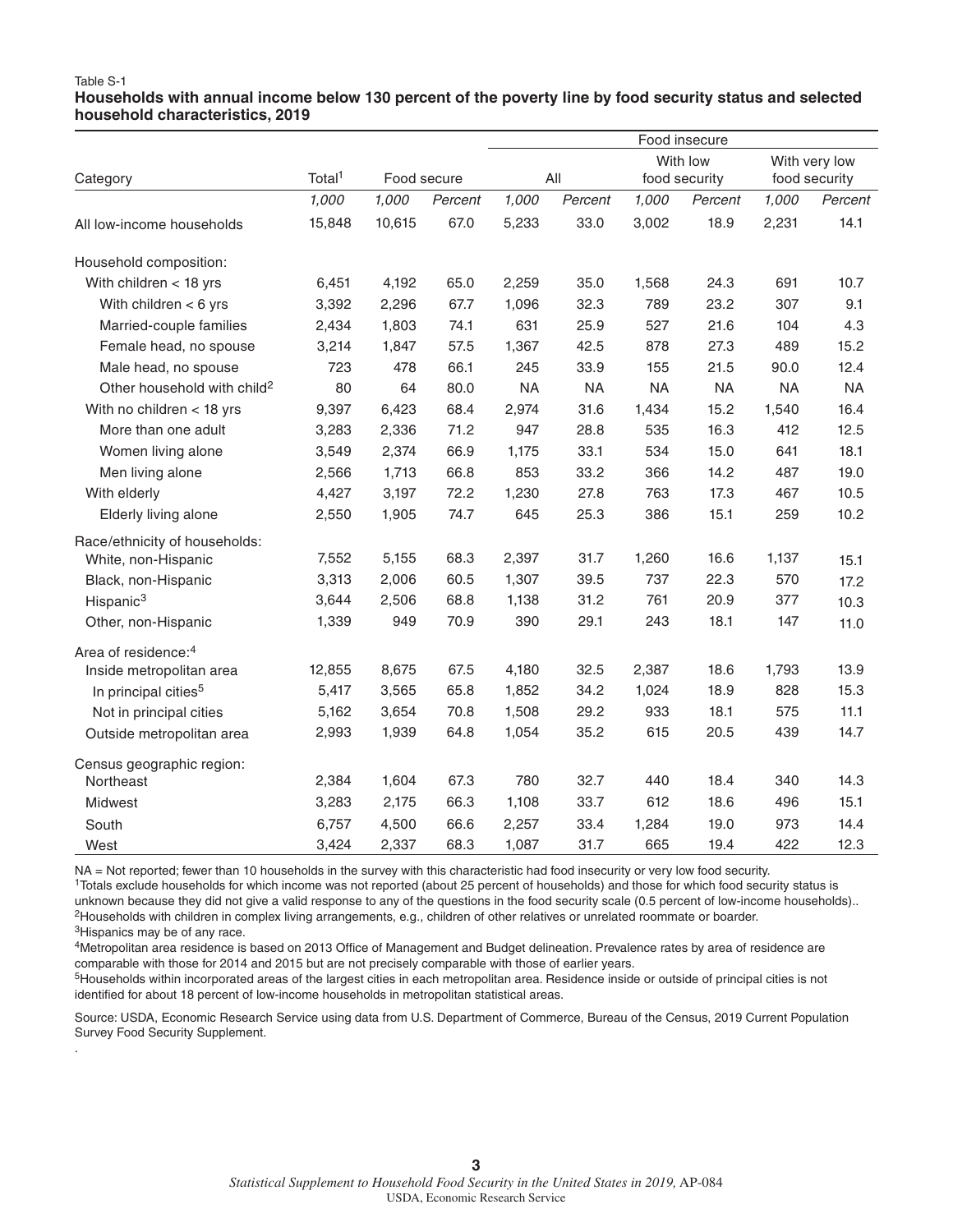Table S-1

**Households with annual income below 130 percent of the poverty line by food security status and selected household characteristics, 2019**

| Category | Total[1] | Food secure | | Food insecure | | | | | |
|---|---|---|---|---|---|---|---|---|---|
| | | | | All | | With low food security | | With very low food security | |
| | *1,000* | *1,000* | *Percent* | *1,000* | *Percent* | *1,000* | *Percent* | *1,000* | *Percent* |
| All low-income households | 15,848 | 10,615 | 67.0 | 5,233 | 33.0 | 3,002 | 18.9 | 2,231 | 14.1 |
| Household composition: | | | | | | | | | |
| With children < 18 yrs | 6,451 | 4,192 | 65.0 | 2,259 | 35.0 | 1,568 | 24.3 | 691 | 10.7 |
| With children < 6 yrs | 3,392 | 2,296 | 67.7 | 1,096 | 32.3 | 789 | 23.2 | 307 | 9.1 |
| Married-couple families | 2,434 | 1,803 | 74.1 | 631 | 25.9 | 527 | 21.6 | 104 | 4.3 |
| Female head, no spouse | 3,214 | 1,847 | 57.5 | 1,367 | 42.5 | 878 | 27.3 | 489 | 15.2 |
| Male head, no spouse | 723 | 478 | 66.1 | 245 | 33.9 | 155 | 21.5 | 90.0 | 12.4 |
| Other household with child[2] | 80 | 64 | 80.0 | NA | NA | NA | NA | NA | NA |
| With no children < 18 yrs | 9,397 | 6,423 | 68.4 | 2,974 | 31.6 | 1,434 | 15.2 | 1,540 | 16.4 |
| More than one adult | 3,283 | 2,336 | 71.2 | 947 | 28.8 | 535 | 16.3 | 412 | 12.5 |
| Women living alone | 3,549 | 2,374 | 66.9 | 1,175 | 33.1 | 534 | 15.0 | 641 | 18.1 |
| Men living alone | 2,566 | 1,713 | 66.8 | 853 | 33.2 | 366 | 14.2 | 487 | 19.0 |
| With elderly | 4,427 | 3,197 | 72.2 | 1,230 | 27.8 | 763 | 17.3 | 467 | 10.5 |
| Elderly living alone | 2,550 | 1,905 | 74.7 | 645 | 25.3 | 386 | 15.1 | 259 | 10.2 |
| Race/ethnicity of households: | | | | | | | | | |
| White, non-Hispanic | 7,552 | 5,155 | 68.3 | 2,397 | 31.7 | 1,260 | 16.6 | 1,137 | 15.1 |
| Black, non-Hispanic | 3,313 | 2,006 | 60.5 | 1,307 | 39.5 | 737 | 22.3 | 570 | 17.2 |
| Hispanic[3] | 3,644 | 2,506 | 68.8 | 1,138 | 31.2 | 761 | 20.9 | 377 | 10.3 |
| Other, non-Hispanic | 1,339 | 949 | 70.9 | 390 | 29.1 | 243 | 18.1 | 147 | 11.0 |
| Area of residence:[4] | | | | | | | | | |
| Inside metropolitan area | 12,855 | 8,675 | 67.5 | 4,180 | 32.5 | 2,387 | 18.6 | 1,793 | 13.9 |
| In principal cities[5] | 5,417 | 3,565 | 65.8 | 1,852 | 34.2 | 1,024 | 18.9 | 828 | 15.3 |
| Not in principal cities | 5,162 | 3,654 | 70.8 | 1,508 | 29.2 | 933 | 18.1 | 575 | 11.1 |
| Outside metropolitan area | 2,993 | 1,939 | 64.8 | 1,054 | 35.2 | 615 | 20.5 | 439 | 14.7 |
| Census geographic region: | | | | | | | | | |
| Northeast | 2,384 | 1,604 | 67.3 | 780 | 32.7 | 440 | 18.4 | 340 | 14.3 |
| Midwest | 3,283 | 2,175 | 66.3 | 1,108 | 33.7 | 612 | 18.6 | 496 | 15.1 |
| South | 6,757 | 4,500 | 66.6 | 2,257 | 33.4 | 1,284 | 19.0 | 973 | 14.4 |
| West | 3,424 | 2,337 | 68.3 | 1,087 | 31.7 | 665 | 19.4 | 422 | 12.3 |

NA = Not reported; fewer than 10 households in the survey with this characteristic had food insecurity or very low food security.

[1]Totals exclude households for which income was not reported (about 25 percent of households) and those for which food security status is unknown because they did not give a valid response to any of the questions in the food security scale (0.5 percent of low-income households)..

[2]Households with children in complex living arrangements, e.g., children of other relatives or unrelated roommate or boarder.

[3]Hispanics may be of any race.

[4]Metropolitan area residence is based on 2013 Office of Management and Budget delineation. Prevalence rates by area of residence are comparable with those for 2014 and 2015 but are not precisely comparable with those of earlier years.

[5]Households within incorporated areas of the largest cities in each metropolitan area. Residence inside or outside of principal cities is not identified for about 18 percent of low-income households in metropolitan statistical areas.

Source: USDA, Economic Research Service using data from U.S. Department of Commerce, Bureau of the Census, 2019 Current Population Survey Food Security Supplement.

.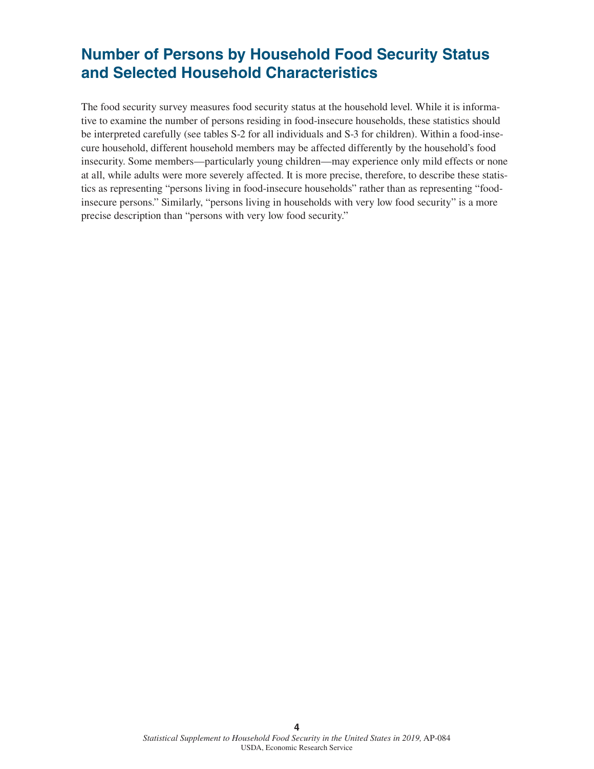## Number of Persons by Household Food Security Status and Selected Household Characteristics

The food security survey measures food security status at the household level. While it is informative to examine the number of persons residing in food-insecure households, these statistics should be interpreted carefully (see tables S-2 for all individuals and S-3 for children). Within a food-insecure household, different household members may be affected differently by the household's food insecurity. Some members—particularly young children—may experience only mild effects or none at all, while adults were more severely affected. It is more precise, therefore, to describe these statistics as representing "persons living in food-insecure households" rather than as representing "food-insecure persons." Similarly, "persons living in households with very low food security" is a more precise description than "persons with very low food security."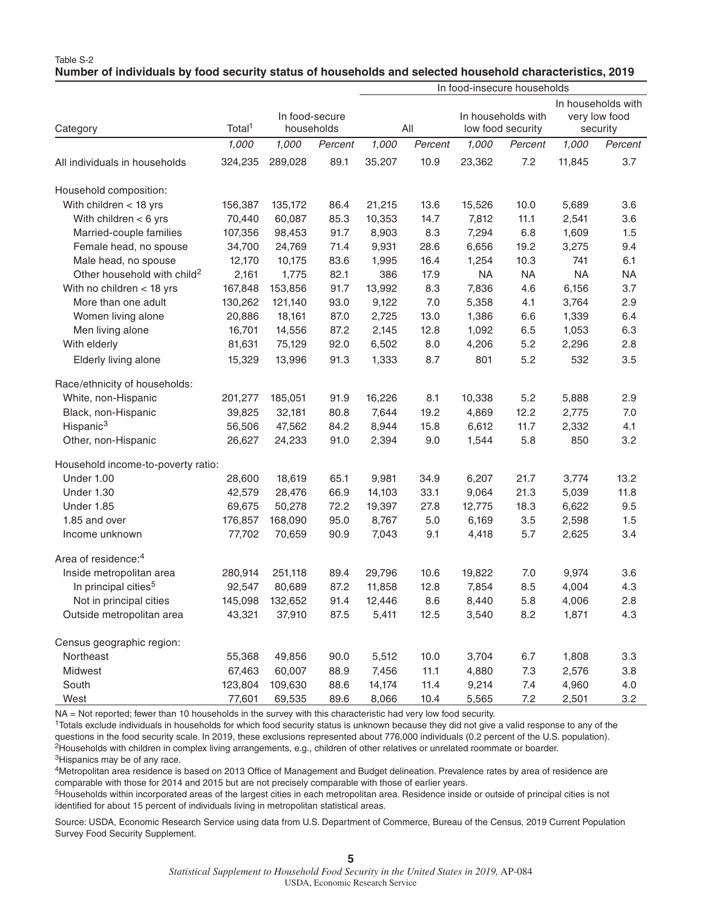Table S-2

**Number of individuals by food security status of households and selected household characteristics, 2019**

| Category | Total[1] | In food-secure households | | In food-insecure households | | | | | |
|---|---|---|---|---|---|---|---|---|---|
| | | | | All | | In households with low food security | | In households with very low food security | |
| | *1,000* | *1,000* | *Percent* | *1,000* | *Percent* | *1,000* | *Percent* | *1,000* | *Percent* |
| All individuals in households | 324,235 | 289,028 | 89.1 | 35,207 | 10.9 | 23,362 | 7.2 | 11,845 | 3.7 |
| Household composition: | | | | | | | | | |
| With children < 18 yrs | 156,387 | 135,172 | 86.4 | 21,215 | 13.6 | 15,526 | 10.0 | 5,689 | 3.6 |
| With children < 6 yrs | 70,440 | 60,087 | 85.3 | 10,353 | 14.7 | 7,812 | 11.1 | 2,541 | 3.6 |
| Married-couple families | 107,356 | 98,453 | 91.7 | 8,903 | 8.3 | 7,294 | 6.8 | 1,609 | 1.5 |
| Female head, no spouse | 34,700 | 24,769 | 71.4 | 9,931 | 28.6 | 6,656 | 19.2 | 3,275 | 9.4 |
| Male head, no spouse | 12,170 | 10,175 | 83.6 | 1,995 | 16.4 | 1,254 | 10.3 | 741 | 6.1 |
| Other household with child[2] | 2,161 | 1,775 | 82.1 | 386 | 17.9 | NA | NA | NA | NA |
| With no children < 18 yrs | 167,848 | 153,856 | 91.7 | 13,992 | 8.3 | 7,836 | 4.6 | 6,156 | 3.7 |
| More than one adult | 130,262 | 121,140 | 93.0 | 9,122 | 7.0 | 5,358 | 4.1 | 3,764 | 2.9 |
| Women living alone | 20,886 | 18,161 | 87.0 | 2,725 | 13.0 | 1,386 | 6.6 | 1,339 | 6.4 |
| Men living alone | 16,701 | 14,556 | 87.2 | 2,145 | 12.8 | 1,092 | 6.5 | 1,053 | 6.3 |
| With elderly | 81,631 | 75,129 | 92.0 | 6,502 | 8.0 | 4,206 | 5.2 | 2,296 | 2.8 |
| Elderly living alone | 15,329 | 13,996 | 91.3 | 1,333 | 8.7 | 801 | 5.2 | 532 | 3.5 |
| Race/ethnicity of households: | | | | | | | | | |
| White, non-Hispanic | 201,277 | 185,051 | 91.9 | 16,226 | 8.1 | 10,338 | 5.2 | 5,888 | 2.9 |
| Black, non-Hispanic | 39,825 | 32,181 | 80.8 | 7,644 | 19.2 | 4,869 | 12.2 | 2,775 | 7.0 |
| Hispanic[3] | 56,506 | 47,562 | 84.2 | 8,944 | 15.8 | 6,612 | 11.7 | 2,332 | 4.1 |
| Other, non-Hispanic | 26,627 | 24,233 | 91.0 | 2,394 | 9.0 | 1,544 | 5.8 | 850 | 3.2 |
| Household income-to-poverty ratio: | | | | | | | | | |
| Under 1.00 | 28,600 | 18,619 | 65.1 | 9,981 | 34.9 | 6,207 | 21.7 | 3,774 | 13.2 |
| Under 1.30 | 42,579 | 28,476 | 66.9 | 14,103 | 33.1 | 9,064 | 21.3 | 5,039 | 11.8 |
| Under 1.85 | 69,675 | 50,278 | 72.2 | 19,397 | 27.8 | 12,775 | 18.3 | 6,622 | 9.5 |
| 1.85 and over | 176,857 | 168,090 | 95.0 | 8,767 | 5.0 | 6,169 | 3.5 | 2,598 | 1.5 |
| Income unknown | 77,702 | 70,659 | 90.9 | 7,043 | 9.1 | 4,418 | 5.7 | 2,625 | 3.4 |
| Area of residence:[4] | | | | | | | | | |
| Inside metropolitan area | 280,914 | 251,118 | 89.4 | 29,796 | 10.6 | 19,822 | 7.0 | 9,974 | 3.6 |
| In principal cities[5] | 92,547 | 80,689 | 87.2 | 11,858 | 12.8 | 7,854 | 8.5 | 4,004 | 4.3 |
| Not in principal cities | 145,098 | 132,652 | 91.4 | 12,446 | 8.6 | 8,440 | 5.8 | 4,006 | 2.8 |
| Outside metropolitan area | 43,321 | 37,910 | 87.5 | 5,411 | 12.5 | 3,540 | 8.2 | 1,871 | 4.3 |
| Census geographic region: | | | | | | | | | |
| Northeast | 55,368 | 49,856 | 90.0 | 5,512 | 10.0 | 3,704 | 6.7 | 1,808 | 3.3 |
| Midwest | 67,463 | 60,007 | 88.9 | 7,456 | 11.1 | 4,880 | 7.3 | 2,576 | 3.8 |
| South | 123,804 | 109,630 | 88.6 | 14,174 | 11.4 | 9,214 | 7.4 | 4,960 | 4.0 |
| West | 77,601 | 69,535 | 89.6 | 8,066 | 10.4 | 5,565 | 7.2 | 2,501 | 3.2 |

NA = Not reported; fewer than 10 households in the survey with this characteristic had very low food security.

[1]Totals exclude individuals in households for which food security status is unknown because they did not give a valid response to any of the questions in the food security scale. In 2019, these exclusions represented about 776,000 individuals (0.2 percent of the U.S. population).

[2]Households with children in complex living arrangements, e.g., children of other relatives or unrelated roommate or boarder.

[3]Hispanics may be of any race.

[4]Metropolitan area residence is based on 2013 Office of Management and Budget delineation. Prevalence rates by area of residence are comparable with those for 2014 and 2015 but are not precisely comparable with those of earlier years.

[5]Households within incorporated areas of the largest cities in each metropolitan area. Residence inside or outside of principal cities is not identified for about 15 percent of individuals living in metropolitan statistical areas.

Source: USDA, Economic Research Service using data from U.S. Department of Commerce, Bureau of the Census, 2019 Current Population Survey Food Security Supplement.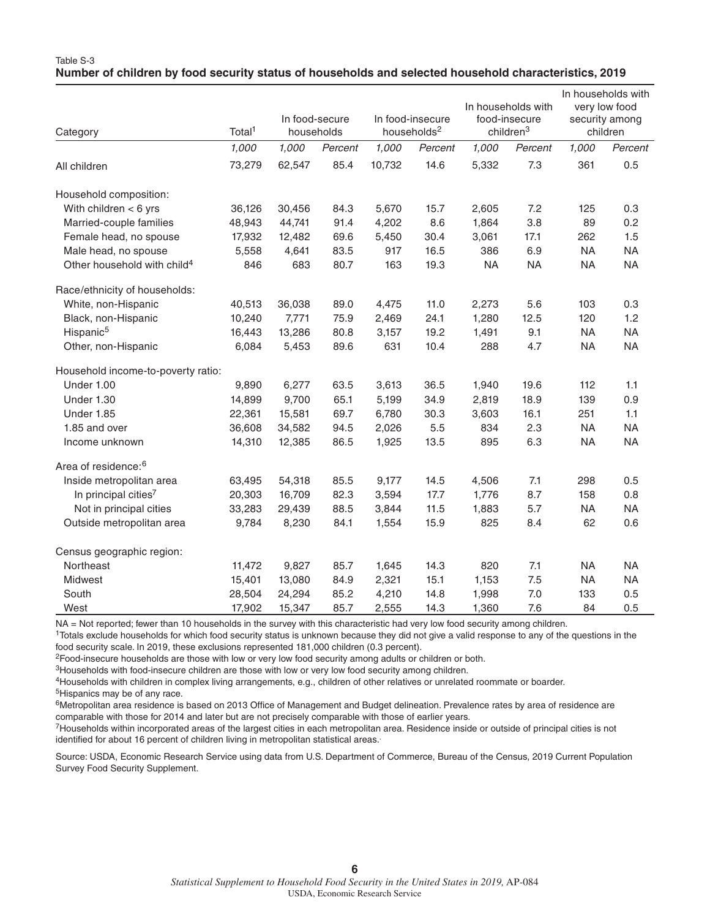Table S-3

**Number of children by food security status of households and selected household characteristics, 2019**

| Category | Total[1] | In food-secure households | | In food-insecure households[2] | | In households with food-insecure children[3] | | In households with very low food security among children | |
|---|---|---|---|---|---|---|---|---|---|
| | *1,000* | *1,000* | *Percent* | *1,000* | *Percent* | *1,000* | *Percent* | *1,000* | *Percent* |
| All children | 73,279 | 62,547 | 85.4 | 10,732 | 14.6 | 5,332 | 7.3 | 361 | 0.5 |
| Household composition: | | | | | | | | | |
| With children < 6 yrs | 36,126 | 30,456 | 84.3 | 5,670 | 15.7 | 2,605 | 7.2 | 125 | 0.3 |
| Married-couple families | 48,943 | 44,741 | 91.4 | 4,202 | 8.6 | 1,864 | 3.8 | 89 | 0.2 |
| Female head, no spouse | 17,932 | 12,482 | 69.6 | 5,450 | 30.4 | 3,061 | 17.1 | 262 | 1.5 |
| Male head, no spouse | 5,558 | 4,641 | 83.5 | 917 | 16.5 | 386 | 6.9 | NA | NA |
| Other household with child[4] | 846 | 683 | 80.7 | 163 | 19.3 | NA | NA | NA | NA |
| Race/ethnicity of households: | | | | | | | | | |
| White, non-Hispanic | 40,513 | 36,038 | 89.0 | 4,475 | 11.0 | 2,273 | 5.6 | 103 | 0.3 |
| Black, non-Hispanic | 10,240 | 7,771 | 75.9 | 2,469 | 24.1 | 1,280 | 12.5 | 120 | 1.2 |
| Hispanic[5] | 16,443 | 13,286 | 80.8 | 3,157 | 19.2 | 1,491 | 9.1 | NA | NA |
| Other, non-Hispanic | 6,084 | 5,453 | 89.6 | 631 | 10.4 | 288 | 4.7 | NA | NA |
| Household income-to-poverty ratio: | | | | | | | | | |
| Under 1.00 | 9,890 | 6,277 | 63.5 | 3,613 | 36.5 | 1,940 | 19.6 | 112 | 1.1 |
| Under 1.30 | 14,899 | 9,700 | 65.1 | 5,199 | 34.9 | 2,819 | 18.9 | 139 | 0.9 |
| Under 1.85 | 22,361 | 15,581 | 69.7 | 6,780 | 30.3 | 3,603 | 16.1 | 251 | 1.1 |
| 1.85 and over | 36,608 | 34,582 | 94.5 | 2,026 | 5.5 | 834 | 2.3 | NA | NA |
| Income unknown | 14,310 | 12,385 | 86.5 | 1,925 | 13.5 | 895 | 6.3 | NA | NA |
| Area of residence:[6] | | | | | | | | | |
| Inside metropolitan area | 63,495 | 54,318 | 85.5 | 9,177 | 14.5 | 4,506 | 7.1 | 298 | 0.5 |
| In principal cities[7] | 20,303 | 16,709 | 82.3 | 3,594 | 17.7 | 1,776 | 8.7 | 158 | 0.8 |
| Not in principal cities | 33,283 | 29,439 | 88.5 | 3,844 | 11.5 | 1,883 | 5.7 | NA | NA |
| Outside metropolitan area | 9,784 | 8,230 | 84.1 | 1,554 | 15.9 | 825 | 8.4 | 62 | 0.6 |
| Census geographic region: | | | | | | | | | |
| Northeast | 11,472 | 9,827 | 85.7 | 1,645 | 14.3 | 820 | 7.1 | NA | NA |
| Midwest | 15,401 | 13,080 | 84.9 | 2,321 | 15.1 | 1,153 | 7.5 | NA | NA |
| South | 28,504 | 24,294 | 85.2 | 4,210 | 14.8 | 1,998 | 7.0 | 133 | 0.5 |
| West | 17,902 | 15,347 | 85.7 | 2,555 | 14.3 | 1,360 | 7.6 | 84 | 0.5 |

NA = Not reported; fewer than 10 households in the survey with this characteristic had very low food security among children.

[1]Totals exclude households for which food security status is unknown because they did not give a valid response to any of the questions in the food security scale. In 2019, these exclusions represented 181,000 children (0.3 percent).

[2]Food-insecure households are those with low or very low food security among adults or children or both.

[3]Households with food-insecure children are those with low or very low food security among children.

[4]Households with children in complex living arrangements, e.g., children of other relatives or unrelated roommate or boarder.

[5]Hispanics may be of any race.

[6]Metropolitan area residence is based on 2013 Office of Management and Budget delineation. Prevalence rates by area of residence are comparable with those for 2014 and later but are not precisely comparable with those of earlier years.

[7]Households within incorporated areas of the largest cities in each metropolitan area. Residence inside or outside of principal cities is not identified for about 16 percent of children living in metropolitan statistical areas.

Source: USDA, Economic Research Service using data from U.S. Department of Commerce, Bureau of the Census, 2019 Current Population Survey Food Security Supplement.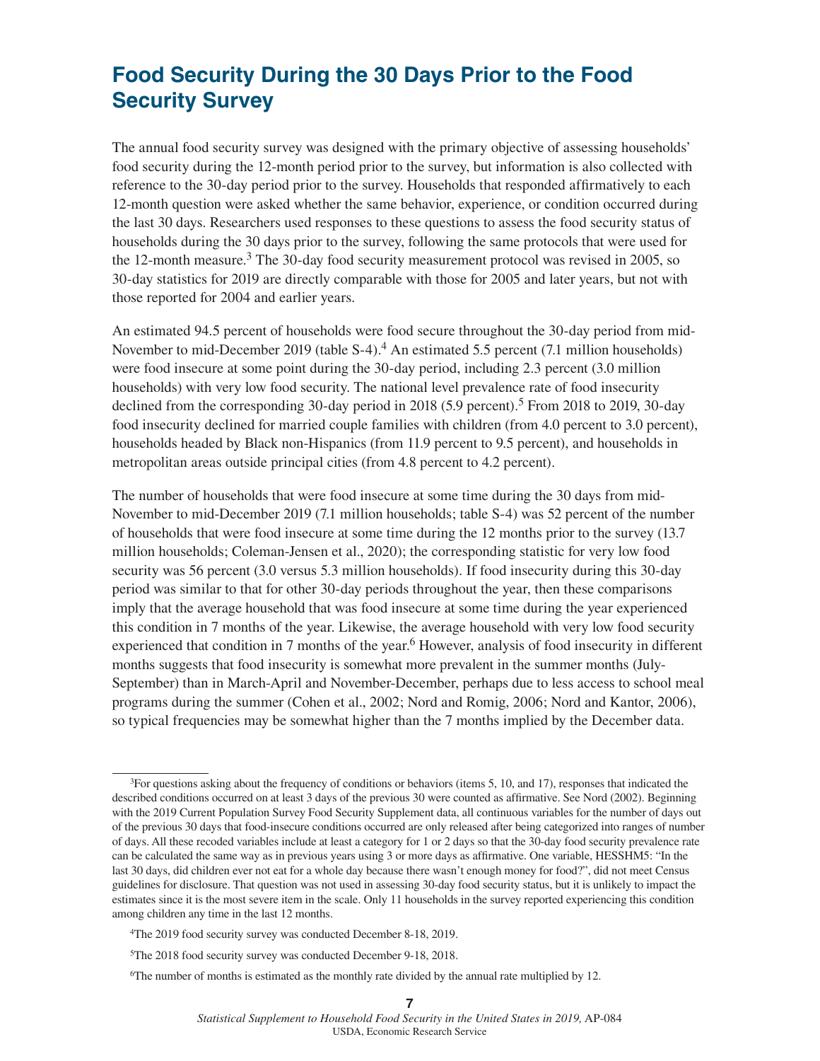## Food Security During the 30 Days Prior to the Food Security Survey

The annual food security survey was designed with the primary objective of assessing households' food security during the 12-month period prior to the survey, but information is also collected with reference to the 30-day period prior to the survey. Households that responded affirmatively to each 12-month question were asked whether the same behavior, experience, or condition occurred during the last 30 days. Researchers used responses to these questions to assess the food security status of households during the 30 days prior to the survey, following the same protocols that were used for the 12-month measure.[3] The 30-day food security measurement protocol was revised in 2005, so 30-day statistics for 2019 are directly comparable with those for 2005 and later years, but not with those reported for 2004 and earlier years.

An estimated 94.5 percent of households were food secure throughout the 30-day period from mid-November to mid-December 2019 (table S-4).[4] An estimated 5.5 percent (7.1 million households) were food insecure at some point during the 30-day period, including 2.3 percent (3.0 million households) with very low food security. The national level prevalence rate of food insecurity declined from the corresponding 30-day period in 2018 (5.9 percent).[5] From 2018 to 2019, 30-day food insecurity declined for married couple families with children (from 4.0 percent to 3.0 percent), households headed by Black non-Hispanics (from 11.9 percent to 9.5 percent), and households in metropolitan areas outside principal cities (from 4.8 percent to 4.2 percent).

The number of households that were food insecure at some time during the 30 days from mid-November to mid-December 2019 (7.1 million households; table S-4) was 52 percent of the number of households that were food insecure at some time during the 12 months prior to the survey (13.7 million households; Coleman-Jensen et al., 2020); the corresponding statistic for very low food security was 56 percent (3.0 versus 5.3 million households). If food insecurity during this 30-day period was similar to that for other 30-day periods throughout the year, then these comparisons imply that the average household that was food insecure at some time during the year experienced this condition in 7 months of the year. Likewise, the average household with very low food security experienced that condition in 7 months of the year.[6] However, analysis of food insecurity in different months suggests that food insecurity is somewhat more prevalent in the summer months (July-September) than in March-April and November-December, perhaps due to less access to school meal programs during the summer (Cohen et al., 2002; Nord and Romig, 2006; Nord and Kantor, 2006), so typical frequencies may be somewhat higher than the 7 months implied by the December data.

---

[3]For questions asking about the frequency of conditions or behaviors (items 5, 10, and 17), responses that indicated the described conditions occurred on at least 3 days of the previous 30 were counted as affirmative. See Nord (2002). Beginning with the 2019 Current Population Survey Food Security Supplement data, all continuous variables for the number of days out of the previous 30 days that food-insecure conditions occurred are only released after being categorized into ranges of number of days. All these recoded variables include at least a category for 1 or 2 days so that the 30-day food security prevalence rate can be calculated the same way as in previous years using 3 or more days as affirmative. One variable, HESSHM5: "In the last 30 days, did children ever not eat for a whole day because there wasn't enough money for food?", did not meet Census guidelines for disclosure. That question was not used in assessing 30-day food security status, but it is unlikely to impact the estimates since it is the most severe item in the scale. Only 11 households in the survey reported experiencing this condition among children any time in the last 12 months.

[4]The 2019 food security survey was conducted December 8-18, 2019.

[5]The 2018 food security survey was conducted December 9-18, 2018.

[6]The number of months is estimated as the monthly rate divided by the annual rate multiplied by 12.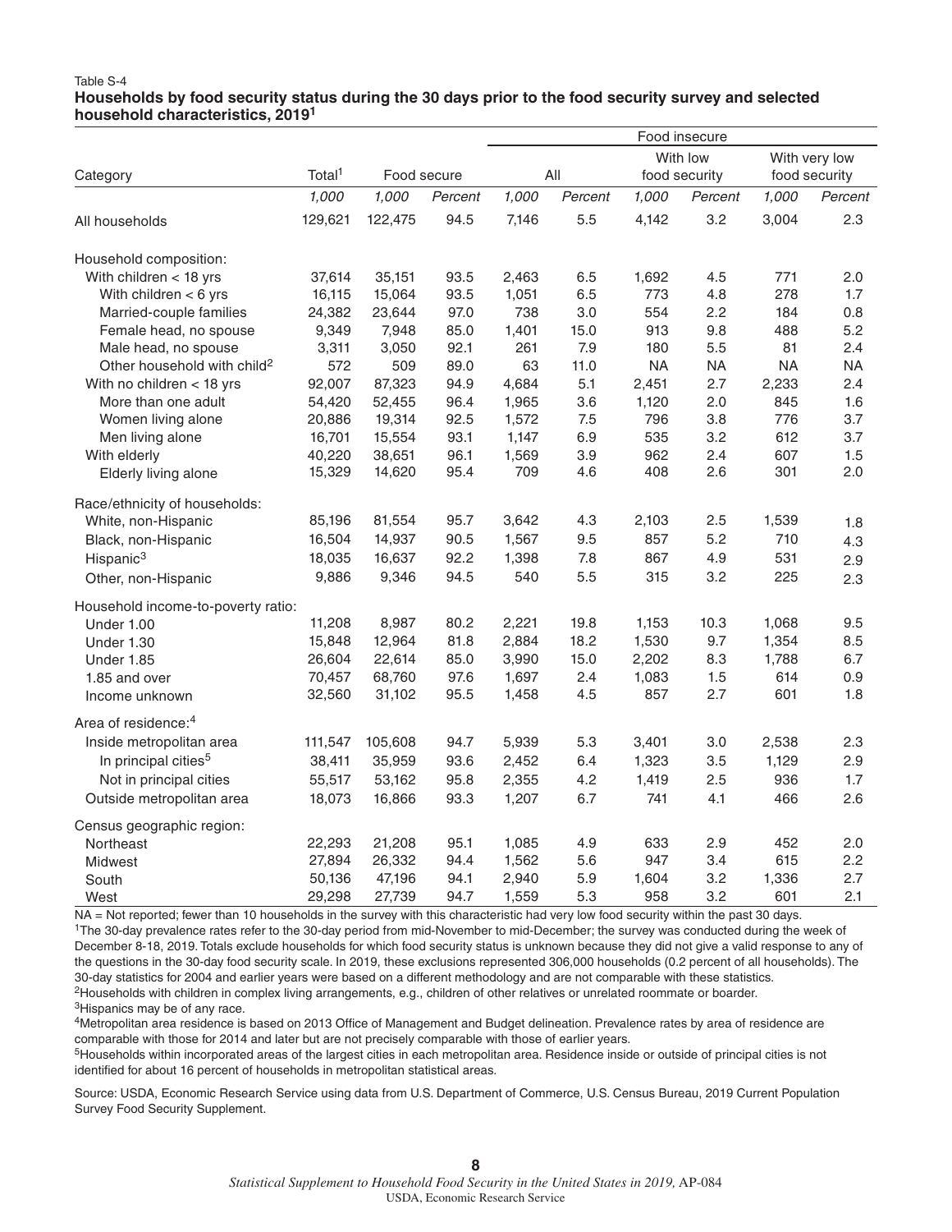Table S-4

**Households by food security status during the 30 days prior to the food security survey and selected household characteristics, 2019[1]**

| Category | Total[1] | Food secure | | Food insecure | | | | | |
|---|---|---|---|---|---|---|---|---|---|
| | | | | All | | With low food security | | With very low food security | |
| | *1,000* | *1,000* | *Percent* | *1,000* | *Percent* | *1,000* | *Percent* | *1,000* | *Percent* |
| All households | 129,621 | 122,475 | 94.5 | 7,146 | 5.5 | 4,142 | 3.2 | 3,004 | 2.3 |
| Household composition: | | | | | | | | | |
| With children < 18 yrs | 37,614 | 35,151 | 93.5 | 2,463 | 6.5 | 1,692 | 4.5 | 771 | 2.0 |
| With children < 6 yrs | 16,115 | 15,064 | 93.5 | 1,051 | 6.5 | 773 | 4.8 | 278 | 1.7 |
| Married-couple families | 24,382 | 23,644 | 97.0 | 738 | 3.0 | 554 | 2.2 | 184 | 0.8 |
| Female head, no spouse | 9,349 | 7,948 | 85.0 | 1,401 | 15.0 | 913 | 9.8 | 488 | 5.2 |
| Male head, no spouse | 3,311 | 3,050 | 92.1 | 261 | 7.9 | 180 | 5.5 | 81 | 2.4 |
| Other household with child[2] | 572 | 509 | 89.0 | 63 | 11.0 | NA | NA | NA | NA |
| With no children < 18 yrs | 92,007 | 87,323 | 94.9 | 4,684 | 5.1 | 2,451 | 2.7 | 2,233 | 2.4 |
| More than one adult | 54,420 | 52,455 | 96.4 | 1,965 | 3.6 | 1,120 | 2.0 | 845 | 1.6 |
| Women living alone | 20,886 | 19,314 | 92.5 | 1,572 | 7.5 | 796 | 3.8 | 776 | 3.7 |
| Men living alone | 16,701 | 15,554 | 93.1 | 1,147 | 6.9 | 535 | 3.2 | 612 | 3.7 |
| With elderly | 40,220 | 38,651 | 96.1 | 1,569 | 3.9 | 962 | 2.4 | 607 | 1.5 |
| Elderly living alone | 15,329 | 14,620 | 95.4 | 709 | 4.6 | 408 | 2.6 | 301 | 2.0 |
| Race/ethnicity of households: | | | | | | | | | |
| White, non-Hispanic | 85,196 | 81,554 | 95.7 | 3,642 | 4.3 | 2,103 | 2.5 | 1,539 | 1.8 |
| Black, non-Hispanic | 16,504 | 14,937 | 90.5 | 1,567 | 9.5 | 857 | 5.2 | 710 | 4.3 |
| Hispanic[3] | 18,035 | 16,637 | 92.2 | 1,398 | 7.8 | 867 | 4.9 | 531 | 2.9 |
| Other, non-Hispanic | 9,886 | 9,346 | 94.5 | 540 | 5.5 | 315 | 3.2 | 225 | 2.3 |
| Household income-to-poverty ratio: | | | | | | | | | |
| Under 1.00 | 11,208 | 8,987 | 80.2 | 2,221 | 19.8 | 1,153 | 10.3 | 1,068 | 9.5 |
| Under 1.30 | 15,848 | 12,964 | 81.8 | 2,884 | 18.2 | 1,530 | 9.7 | 1,354 | 8.5 |
| Under 1.85 | 26,604 | 22,614 | 85.0 | 3,990 | 15.0 | 2,202 | 8.3 | 1,788 | 6.7 |
| 1.85 and over | 70,457 | 68,760 | 97.6 | 1,697 | 2.4 | 1,083 | 1.5 | 614 | 0.9 |
| Income unknown | 32,560 | 31,102 | 95.5 | 1,458 | 4.5 | 857 | 2.7 | 601 | 1.8 |
| Area of residence:[4] | | | | | | | | | |
| Inside metropolitan area | 111,547 | 105,608 | 94.7 | 5,939 | 5.3 | 3,401 | 3.0 | 2,538 | 2.3 |
| In principal cities[5] | 38,411 | 35,959 | 93.6 | 2,452 | 6.4 | 1,323 | 3.5 | 1,129 | 2.9 |
| Not in principal cities | 55,517 | 53,162 | 95.8 | 2,355 | 4.2 | 1,419 | 2.5 | 936 | 1.7 |
| Outside metropolitan area | 18,073 | 16,866 | 93.3 | 1,207 | 6.7 | 741 | 4.1 | 466 | 2.6 |
| Census geographic region: | | | | | | | | | |
| Northeast | 22,293 | 21,208 | 95.1 | 1,085 | 4.9 | 633 | 2.9 | 452 | 2.0 |
| Midwest | 27,894 | 26,332 | 94.4 | 1,562 | 5.6 | 947 | 3.4 | 615 | 2.2 |
| South | 50,136 | 47,196 | 94.1 | 2,940 | 5.9 | 1,604 | 3.2 | 1,336 | 2.7 |
| West | 29,298 | 27,739 | 94.7 | 1,559 | 5.3 | 958 | 3.2 | 601 | 2.1 |

NA = Not reported; fewer than 10 households in the survey with this characteristic had very low food security within the past 30 days.

[1]The 30-day prevalence rates refer to the 30-day period from mid-November to mid-December; the survey was conducted during the week of December 8-18, 2019. Totals exclude households for which food security status is unknown because they did not give a valid response to any of the questions in the 30-day food security scale. In 2019, these exclusions represented 306,000 households (0.2 percent of all households). The 30-day statistics for 2004 and earlier years were based on a different methodology and are not comparable with these statistics.

[2]Households with children in complex living arrangements, e.g., children of other relatives or unrelated roommate or boarder.

[3]Hispanics may be of any race.

[4]Metropolitan area residence is based on 2013 Office of Management and Budget delineation. Prevalence rates by area of residence are comparable with those for 2014 and later but are not precisely comparable with those of earlier years.

[5]Households within incorporated areas of the largest cities in each metropolitan area. Residence inside or outside of principal cities is not identified for about 16 percent of households in metropolitan statistical areas.

Source: USDA, Economic Research Service using data from U.S. Department of Commerce, U.S. Census Bureau, 2019 Current Population Survey Food Security Supplement.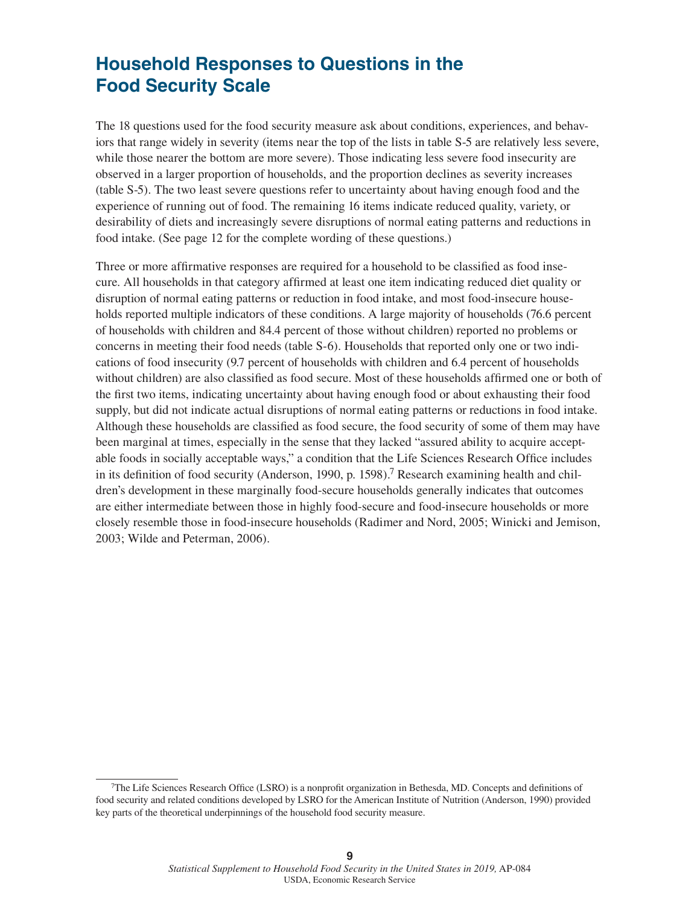## Household Responses to Questions in the Food Security Scale

The 18 questions used for the food security measure ask about conditions, experiences, and behaviors that range widely in severity (items near the top of the lists in table S-5 are relatively less severe, while those nearer the bottom are more severe). Those indicating less severe food insecurity are observed in a larger proportion of households, and the proportion declines as severity increases (table S-5). The two least severe questions refer to uncertainty about having enough food and the experience of running out of food. The remaining 16 items indicate reduced quality, variety, or desirability of diets and increasingly severe disruptions of normal eating patterns and reductions in food intake. (See page 12 for the complete wording of these questions.)

Three or more affirmative responses are required for a household to be classified as food insecure. All households in that category affirmed at least one item indicating reduced diet quality or disruption of normal eating patterns or reduction in food intake, and most food-insecure households reported multiple indicators of these conditions. A large majority of households (76.6 percent of households with children and 84.4 percent of those without children) reported no problems or concerns in meeting their food needs (table S-6). Households that reported only one or two indications of food insecurity (9.7 percent of households with children and 6.4 percent of households without children) are also classified as food secure. Most of these households affirmed one or both of the first two items, indicating uncertainty about having enough food or about exhausting their food supply, but did not indicate actual disruptions of normal eating patterns or reductions in food intake. Although these households are classified as food secure, the food security of some of them may have been marginal at times, especially in the sense that they lacked "assured ability to acquire acceptable foods in socially acceptable ways," a condition that the Life Sciences Research Office includes in its definition of food security (Anderson, 1990, p. 1598).[7] Research examining health and children's development in these marginally food-secure households generally indicates that outcomes are either intermediate between those in highly food-secure and food-insecure households or more closely resemble those in food-insecure households (Radimer and Nord, 2005; Winicki and Jemison, 2003; Wilde and Peterman, 2006).

[7]The Life Sciences Research Office (LSRO) is a nonprofit organization in Bethesda, MD. Concepts and definitions of food security and related conditions developed by LSRO for the American Institute of Nutrition (Anderson, 1990) provided key parts of the theoretical underpinnings of the household food security measure.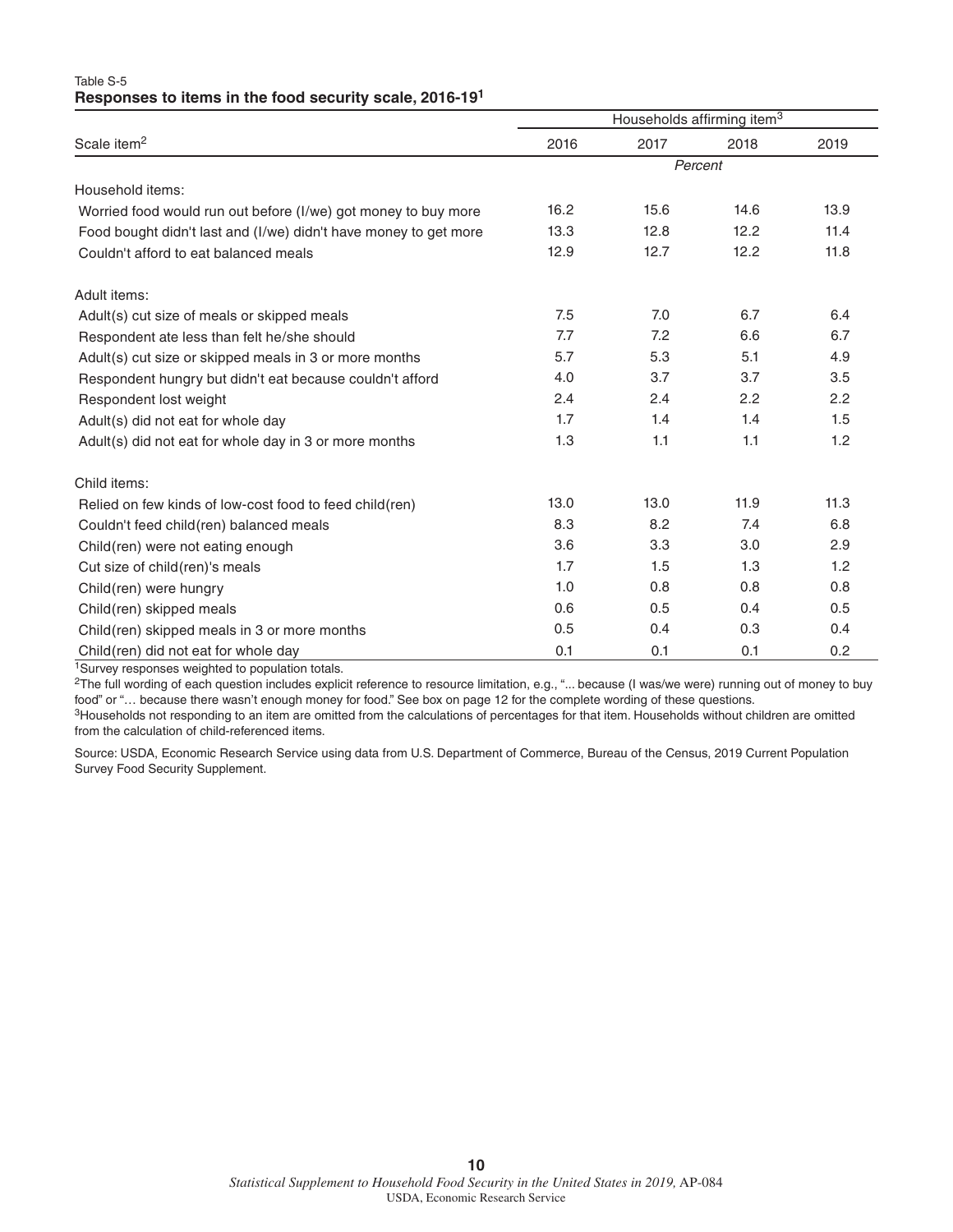Table S-5

**Responses to items in the food security scale, 2016-19[1]**

| Scale item[2] | Households affirming item[3] | | | |
|---|---|---|---|---|
| | 2016 | 2017 | 2018 | 2019 |
| | *Percent* | | | |
| Household items: | | | | |
| Worried food would run out before (I/we) got money to buy more | 16.2 | 15.6 | 14.6 | 13.9 |
| Food bought didn't last and (I/we) didn't have money to get more | 13.3 | 12.8 | 12.2 | 11.4 |
| Couldn't afford to eat balanced meals | 12.9 | 12.7 | 12.2 | 11.8 |
| Adult items: | | | | |
| Adult(s) cut size of meals or skipped meals | 7.5 | 7.0 | 6.7 | 6.4 |
| Respondent ate less than felt he/she should | 7.7 | 7.2 | 6.6 | 6.7 |
| Adult(s) cut size or skipped meals in 3 or more months | 5.7 | 5.3 | 5.1 | 4.9 |
| Respondent hungry but didn't eat because couldn't afford | 4.0 | 3.7 | 3.7 | 3.5 |
| Respondent lost weight | 2.4 | 2.4 | 2.2 | 2.2 |
| Adult(s) did not eat for whole day | 1.7 | 1.4 | 1.4 | 1.5 |
| Adult(s) did not eat for whole day in 3 or more months | 1.3 | 1.1 | 1.1 | 1.2 |
| Child items: | | | | |
| Relied on few kinds of low-cost food to feed child(ren) | 13.0 | 13.0 | 11.9 | 11.3 |
| Couldn't feed child(ren) balanced meals | 8.3 | 8.2 | 7.4 | 6.8 |
| Child(ren) were not eating enough | 3.6 | 3.3 | 3.0 | 2.9 |
| Cut size of child(ren)'s meals | 1.7 | 1.5 | 1.3 | 1.2 |
| Child(ren) were hungry | 1.0 | 0.8 | 0.8 | 0.8 |
| Child(ren) skipped meals | 0.6 | 0.5 | 0.4 | 0.5 |
| Child(ren) skipped meals in 3 or more months | 0.5 | 0.4 | 0.3 | 0.4 |
| Child(ren) did not eat for whole day | 0.1 | 0.1 | 0.1 | 0.2 |

[1]Survey responses weighted to population totals.

[2]The full wording of each question includes explicit reference to resource limitation, e.g., "... because (I was/we were) running out of money to buy food" or "… because there wasn't enough money for food." See box on page 12 for the complete wording of these questions.

[3]Households not responding to an item are omitted from the calculations of percentages for that item. Households without children are omitted from the calculation of child-referenced items.

Source: USDA, Economic Research Service using data from U.S. Department of Commerce, Bureau of the Census, 2019 Current Population Survey Food Security Supplement.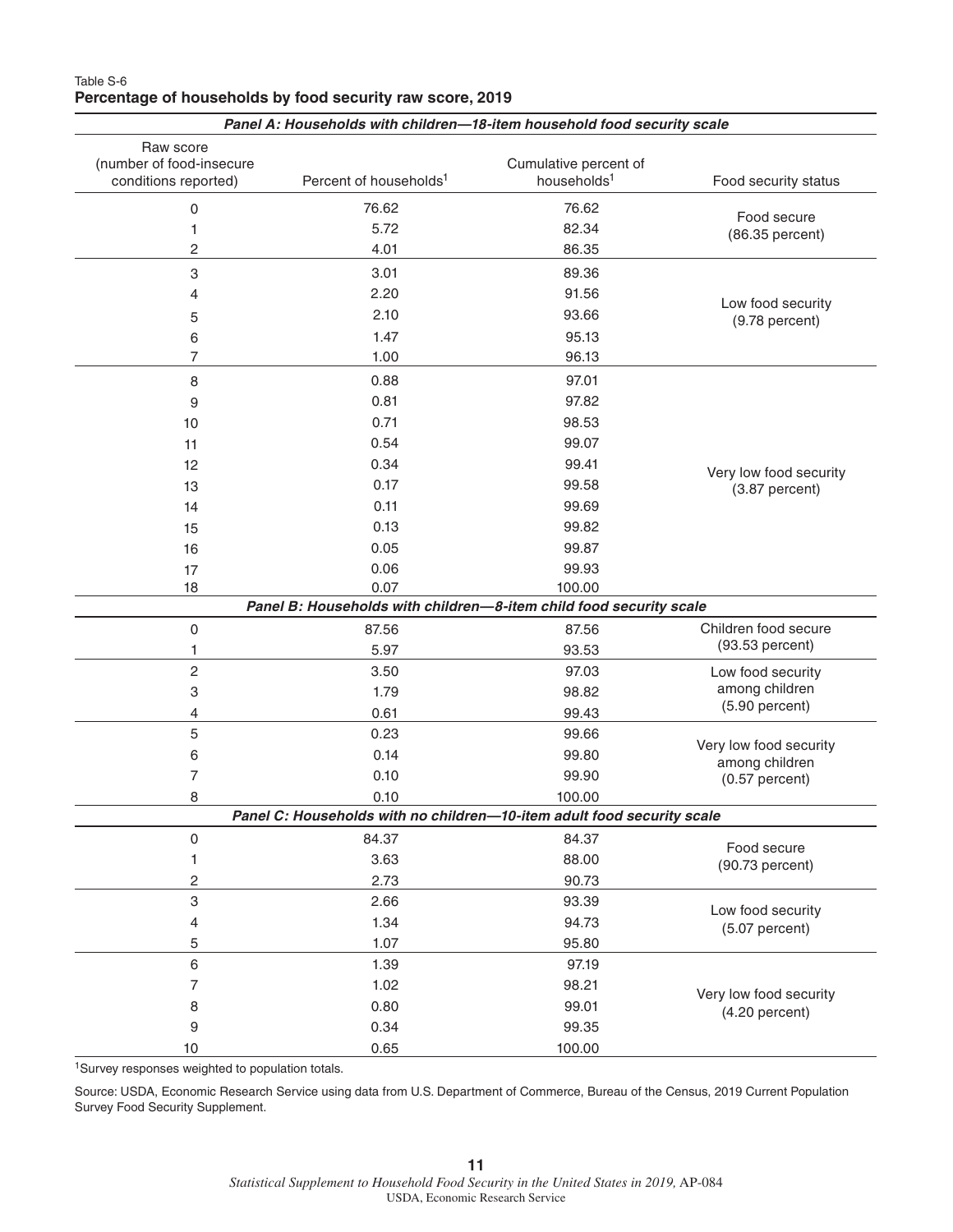Table S-6
**Percentage of households by food security raw score, 2019**

| Raw score (number of food-insecure conditions reported) | Percent of households[1] | Cumulative percent of households[1] | Food security status |
|---|---|---|---|
| ***Panel A: Households with children—18-item household food security scale*** | | | |
| 0 | 76.62 | 76.62 | Food secure (86.35 percent) |
| 1 | 5.72 | 82.34 | |
| 2 | 4.01 | 86.35 | |
| 3 | 3.01 | 89.36 | Low food security (9.78 percent) |
| 4 | 2.20 | 91.56 | |
| 5 | 2.10 | 93.66 | |
| 6 | 1.47 | 95.13 | |
| 7 | 1.00 | 96.13 | |
| 8 | 0.88 | 97.01 | Very low food security (3.87 percent) |
| 9 | 0.81 | 97.82 | |
| 10 | 0.71 | 98.53 | |
| 11 | 0.54 | 99.07 | |
| 12 | 0.34 | 99.41 | |
| 13 | 0.17 | 99.58 | |
| 14 | 0.11 | 99.69 | |
| 15 | 0.13 | 99.82 | |
| 16 | 0.05 | 99.87 | |
| 17 | 0.06 | 99.93 | |
| 18 | 0.07 | 100.00 | |
| ***Panel B: Households with children—8-item child food security scale*** | | | |
| 0 | 87.56 | 87.56 | Children food secure (93.53 percent) |
| 1 | 5.97 | 93.53 | |
| 2 | 3.50 | 97.03 | Low food security among children (5.90 percent) |
| 3 | 1.79 | 98.82 | |
| 4 | 0.61 | 99.43 | |
| 5 | 0.23 | 99.66 | Very low food security among children (0.57 percent) |
| 6 | 0.14 | 99.80 | |
| 7 | 0.10 | 99.90 | |
| 8 | 0.10 | 100.00 | |
| ***Panel C: Households with no children—10-item adult food security scale*** | | | |
| 0 | 84.37 | 84.37 | Food secure (90.73 percent) |
| 1 | 3.63 | 88.00 | |
| 2 | 2.73 | 90.73 | |
| 3 | 2.66 | 93.39 | Low food security (5.07 percent) |
| 4 | 1.34 | 94.73 | |
| 5 | 1.07 | 95.80 | |
| 6 | 1.39 | 97.19 | Very low food security (4.20 percent) |
| 7 | 1.02 | 98.21 | |
| 8 | 0.80 | 99.01 | |
| 9 | 0.34 | 99.35 | |
| 10 | 0.65 | 100.00 | |

[1]Survey responses weighted to population totals.

Source: USDA, Economic Research Service using data from U.S. Department of Commerce, Bureau of the Census, 2019 Current Population Survey Food Security Supplement.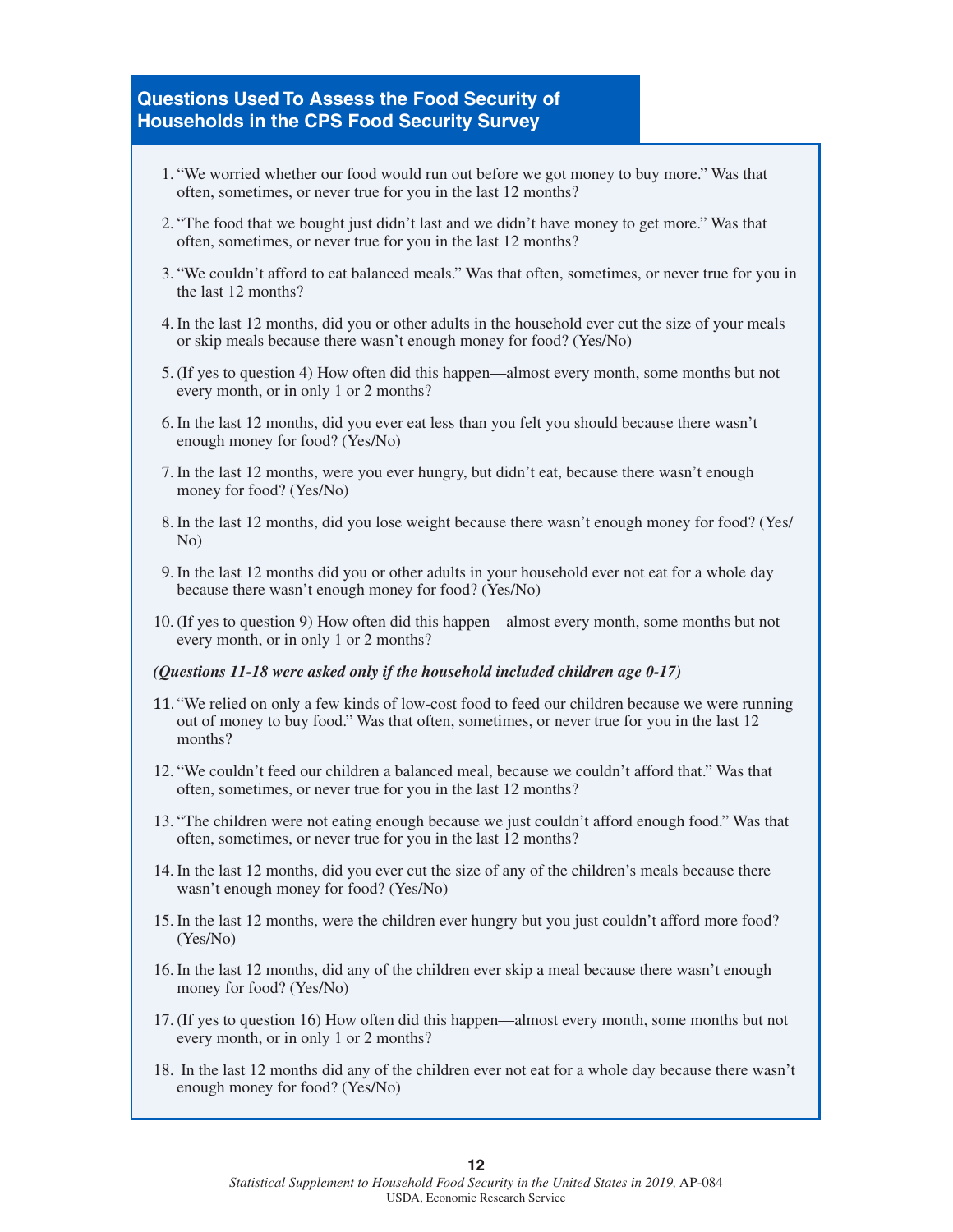## Questions Used To Assess the Food Security of Households in the CPS Food Security Survey

1. "We worried whether our food would run out before we got money to buy more." Was that often, sometimes, or never true for you in the last 12 months?
2. "The food that we bought just didn't last and we didn't have money to get more." Was that often, sometimes, or never true for you in the last 12 months?
3. "We couldn't afford to eat balanced meals." Was that often, sometimes, or never true for you in the last 12 months?
4. In the last 12 months, did you or other adults in the household ever cut the size of your meals or skip meals because there wasn't enough money for food? (Yes/No)
5. (If yes to question 4) How often did this happen—almost every month, some months but not every month, or in only 1 or 2 months?
6. In the last 12 months, did you ever eat less than you felt you should because there wasn't enough money for food? (Yes/No)
7. In the last 12 months, were you ever hungry, but didn't eat, because there wasn't enough money for food? (Yes/No)
8. In the last 12 months, did you lose weight because there wasn't enough money for food? (Yes/No)
9. In the last 12 months did you or other adults in your household ever not eat for a whole day because there wasn't enough money for food? (Yes/No)
10. (If yes to question 9) How often did this happen—almost every month, some months but not every month, or in only 1 or 2 months?

***(Questions 11-18 were asked only if the household included children age 0-17)***

11. "We relied on only a few kinds of low-cost food to feed our children because we were running out of money to buy food." Was that often, sometimes, or never true for you in the last 12 months?
12. "We couldn't feed our children a balanced meal, because we couldn't afford that." Was that often, sometimes, or never true for you in the last 12 months?
13. "The children were not eating enough because we just couldn't afford enough food." Was that often, sometimes, or never true for you in the last 12 months?
14. In the last 12 months, did you ever cut the size of any of the children's meals because there wasn't enough money for food? (Yes/No)
15. In the last 12 months, were the children ever hungry but you just couldn't afford more food? (Yes/No)
16. In the last 12 months, did any of the children ever skip a meal because there wasn't enough money for food? (Yes/No)
17. (If yes to question 16) How often did this happen—almost every month, some months but not every month, or in only 1 or 2 months?
18. In the last 12 months did any of the children ever not eat for a whole day because there wasn't enough money for food? (Yes/No)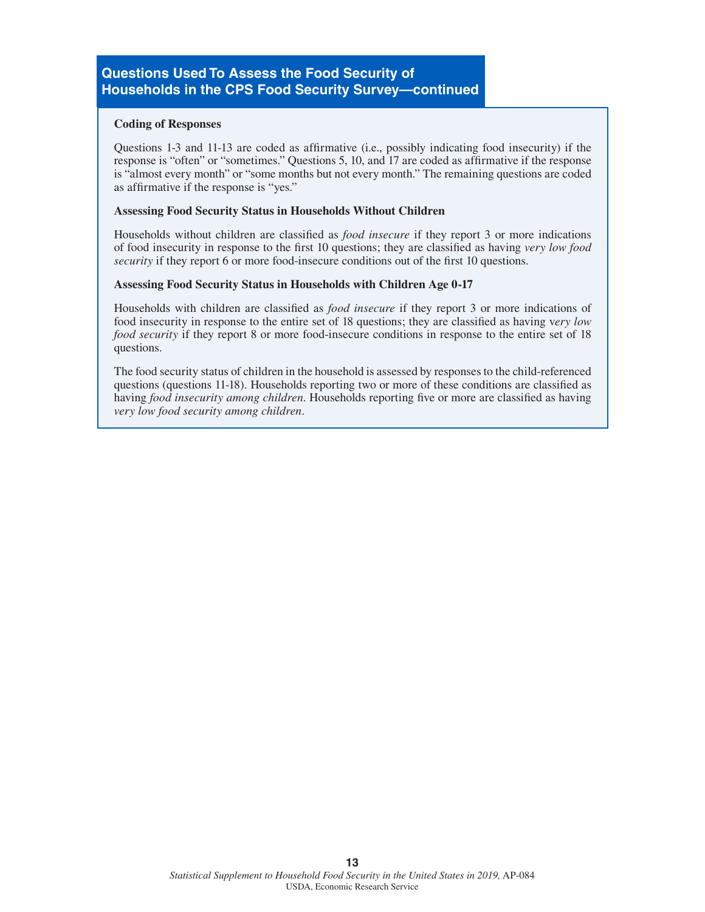## Questions Used To Assess the Food Security of Households in the CPS Food Security Survey—continued

**Coding of Responses**

Questions 1-3 and 11-13 are coded as affirmative (i.e., possibly indicating food insecurity) if the response is "often" or "sometimes." Questions 5, 10, and 17 are coded as affirmative if the response is "almost every month" or "some months but not every month." The remaining questions are coded as affirmative if the response is "yes."

**Assessing Food Security Status in Households Without Children**

Households without children are classified as *food insecure* if they report 3 or more indications of food insecurity in response to the first 10 questions; they are classified as having *very low food security* if they report 6 or more food-insecure conditions out of the first 10 questions.

**Assessing Food Security Status in Households with Children Age 0-17**

Households with children are classified as *food insecure* if they report 3 or more indications of food insecurity in response to the entire set of 18 questions; they are classified as having *very low food security* if they report 8 or more food-insecure conditions in response to the entire set of 18 questions.

The food security status of children in the household is assessed by responses to the child-referenced questions (questions 11-18). Households reporting two or more of these conditions are classified as having *food insecurity among children*. Households reporting five or more are classified as having *very low food security among children*.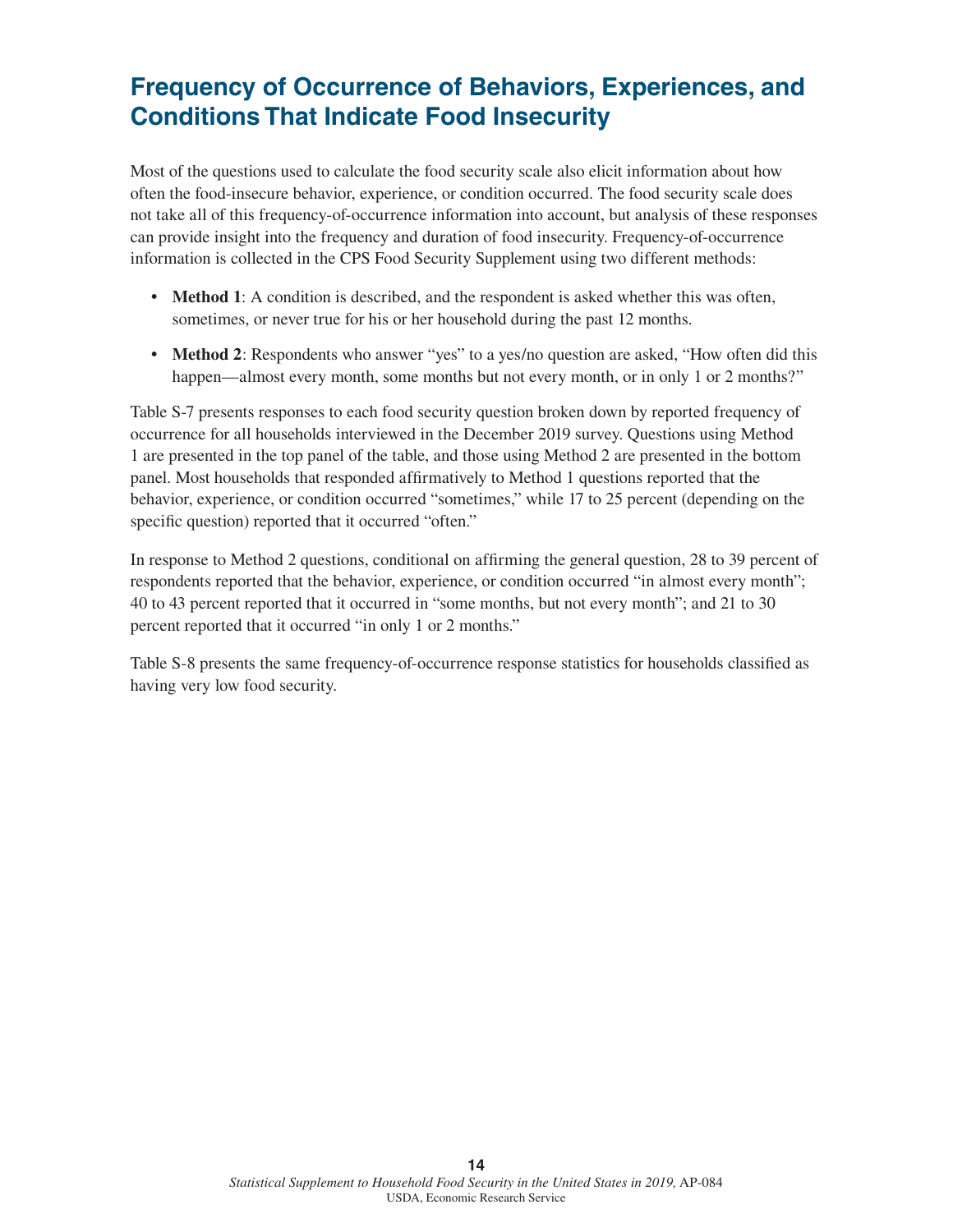## Frequency of Occurrence of Behaviors, Experiences, and Conditions That Indicate Food Insecurity

Most of the questions used to calculate the food security scale also elicit information about how often the food-insecure behavior, experience, or condition occurred. The food security scale does not take all of this frequency-of-occurrence information into account, but analysis of these responses can provide insight into the frequency and duration of food insecurity. Frequency-of-occurrence information is collected in the CPS Food Security Supplement using two different methods:

- **Method 1**: A condition is described, and the respondent is asked whether this was often, sometimes, or never true for his or her household during the past 12 months.
- **Method 2**: Respondents who answer "yes" to a yes/no question are asked, "How often did this happen—almost every month, some months but not every month, or in only 1 or 2 months?"

Table S-7 presents responses to each food security question broken down by reported frequency of occurrence for all households interviewed in the December 2019 survey. Questions using Method 1 are presented in the top panel of the table, and those using Method 2 are presented in the bottom panel. Most households that responded affirmatively to Method 1 questions reported that the behavior, experience, or condition occurred "sometimes," while 17 to 25 percent (depending on the specific question) reported that it occurred "often."

In response to Method 2 questions, conditional on affirming the general question, 28 to 39 percent of respondents reported that the behavior, experience, or condition occurred "in almost every month"; 40 to 43 percent reported that it occurred in "some months, but not every month"; and 21 to 30 percent reported that it occurred "in only 1 or 2 months."

Table S-8 presents the same frequency-of-occurrence response statistics for households classified as having very low food security.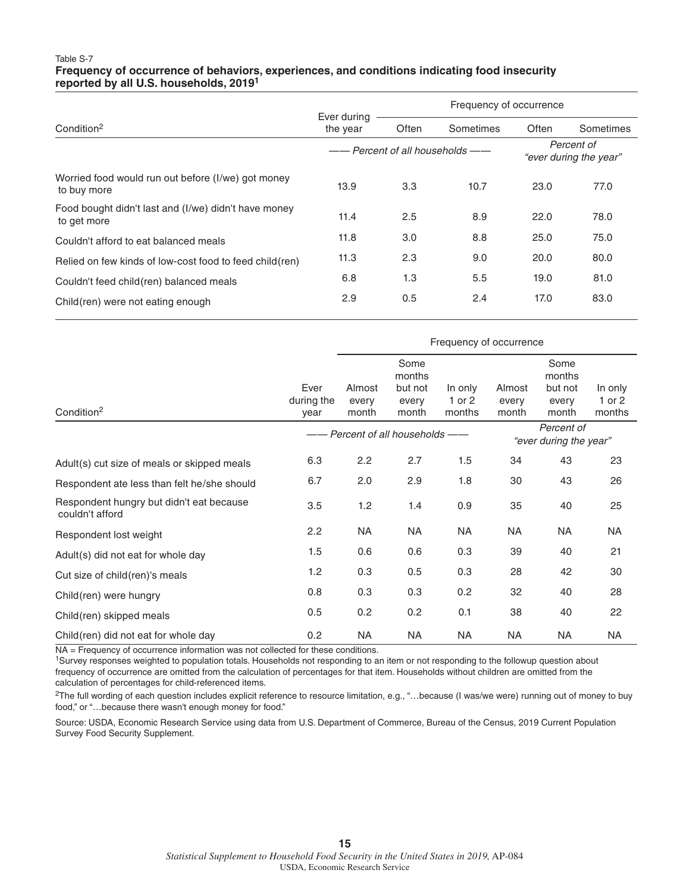Table S-7

**Frequency of occurrence of behaviors, experiences, and conditions indicating food insecurity reported by all U.S. households, 2019[1]**

| Condition[2] | Ever during the year | Frequency of occurrence | | | |
|---|---|---|---|---|---|
| | | Often | Sometimes | Often | Sometimes |
| | *—— Percent of all households ——* | | | *Percent of "ever during the year"* | |
| Worried food would run out before (I/we) got money to buy more | 13.9 | 3.3 | 10.7 | 23.0 | 77.0 |
| Food bought didn't last and (I/we) didn't have money to get more | 11.4 | 2.5 | 8.9 | 22.0 | 78.0 |
| Couldn't afford to eat balanced meals | 11.8 | 3.0 | 8.8 | 25.0 | 75.0 |
| Relied on few kinds of low-cost food to feed child(ren) | 11.3 | 2.3 | 9.0 | 20.0 | 80.0 |
| Couldn't feed child(ren) balanced meals | 6.8 | 1.3 | 5.5 | 19.0 | 81.0 |
| Child(ren) were not eating enough | 2.9 | 0.5 | 2.4 | 17.0 | 83.0 |

| Condition[2] | Ever during the year | Frequency of occurrence | | | | | |
|---|---|---|---|---|---|---|---|
| | | Almost every month | Some months but not every month | In only 1 or 2 months | Almost every month | Some months but not every month | In only 1 or 2 months |
| | *—— Percent of all households ——* | | | | *Percent of "ever during the year"* | | |
| Adult(s) cut size of meals or skipped meals | 6.3 | 2.2 | 2.7 | 1.5 | 34 | 43 | 23 |
| Respondent ate less than felt he/she should | 6.7 | 2.0 | 2.9 | 1.8 | 30 | 43 | 26 |
| Respondent hungry but didn't eat because couldn't afford | 3.5 | 1.2 | 1.4 | 0.9 | 35 | 40 | 25 |
| Respondent lost weight | 2.2 | NA | NA | NA | NA | NA | NA |
| Adult(s) did not eat for whole day | 1.5 | 0.6 | 0.6 | 0.3 | 39 | 40 | 21 |
| Cut size of child(ren)'s meals | 1.2 | 0.3 | 0.5 | 0.3 | 28 | 42 | 30 |
| Child(ren) were hungry | 0.8 | 0.3 | 0.3 | 0.2 | 32 | 40 | 28 |
| Child(ren) skipped meals | 0.5 | 0.2 | 0.2 | 0.1 | 38 | 40 | 22 |
| Child(ren) did not eat for whole day | 0.2 | NA | NA | NA | NA | NA | NA |

NA = Frequency of occurrence information was not collected for these conditions.

[1]Survey responses weighted to population totals. Households not responding to an item or not responding to the followup question about frequency of occurrence are omitted from the calculation of percentages for that item. Households without children are omitted from the calculation of percentages for child-referenced items.

[2]The full wording of each question includes explicit reference to resource limitation, e.g., "…because (I was/we were) running out of money to buy food," or "…because there wasn't enough money for food."

Source: USDA, Economic Research Service using data from U.S. Department of Commerce, Bureau of the Census, 2019 Current Population Survey Food Security Supplement.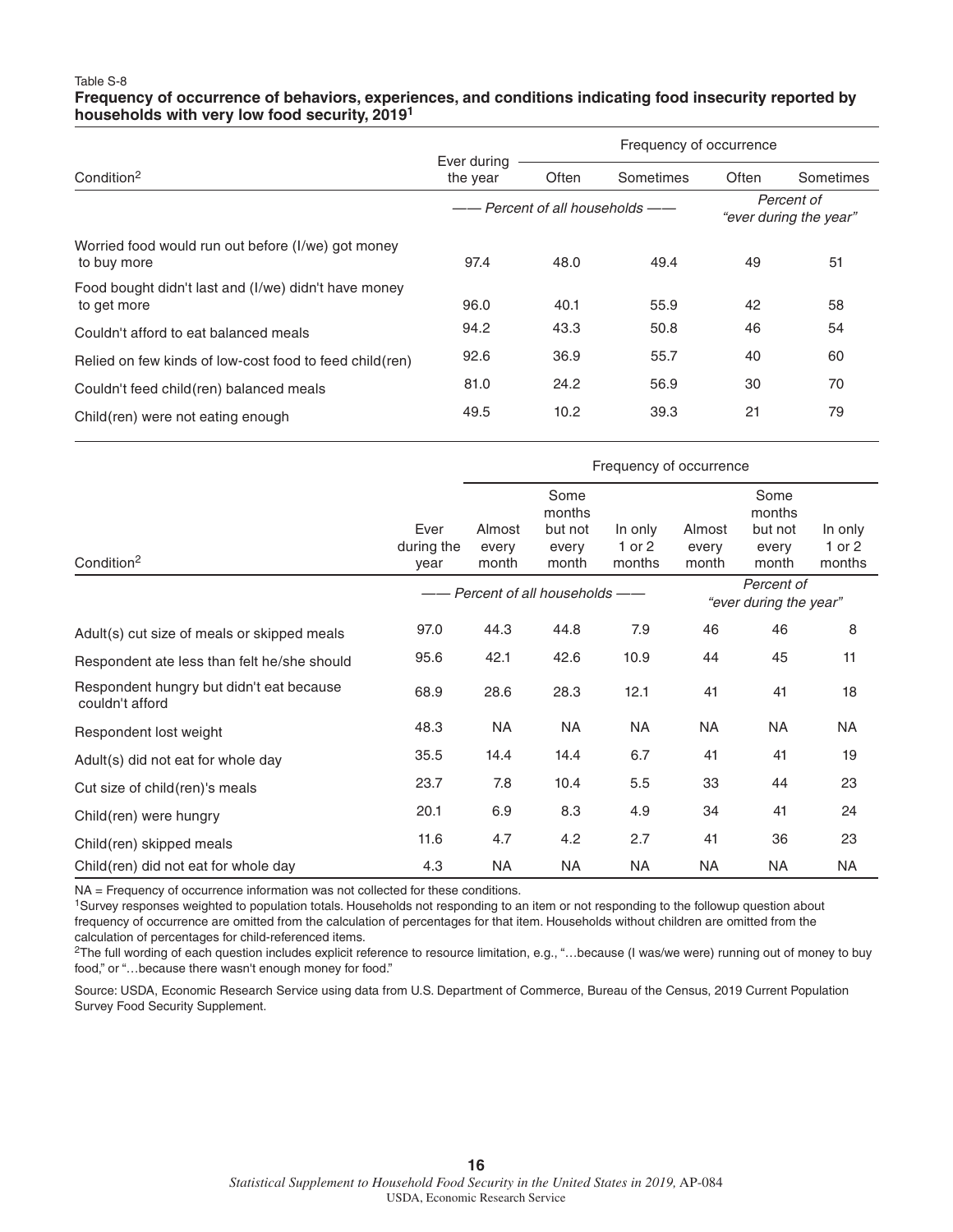Table S-8

**Frequency of occurrence of behaviors, experiences, and conditions indicating food insecurity reported by households with very low food security, 2019[1]**

| Condition[2] | Ever during the year | Frequency of occurrence | | | |
|---|---|---|---|---|---|
| | | Often | Sometimes | Often | Sometimes |
| | *—— Percent of all households ——* | | | *Percent of "ever during the year"* | |
| Worried food would run out before (I/we) got money to buy more | 97.4 | 48.0 | 49.4 | 49 | 51 |
| Food bought didn't last and (I/we) didn't have money to get more | 96.0 | 40.1 | 55.9 | 42 | 58 |
| Couldn't afford to eat balanced meals | 94.2 | 43.3 | 50.8 | 46 | 54 |
| Relied on few kinds of low-cost food to feed child(ren) | 92.6 | 36.9 | 55.7 | 40 | 60 |
| Couldn't feed child(ren) balanced meals | 81.0 | 24.2 | 56.9 | 30 | 70 |
| Child(ren) were not eating enough | 49.5 | 10.2 | 39.3 | 21 | 79 |

| Condition[2] | Ever during the year | Frequency of occurrence | | | | | |
|---|---|---|---|---|---|---|---|
| | | Almost every month | Some months but not every month | In only 1 or 2 months | Almost every month | Some months but not every month | In only 1 or 2 months |
| | *—— Percent of all households ——* | | | | *Percent of "ever during the year"* | | |
| Adult(s) cut size of meals or skipped meals | 97.0 | 44.3 | 44.8 | 7.9 | 46 | 46 | 8 |
| Respondent ate less than felt he/she should | 95.6 | 42.1 | 42.6 | 10.9 | 44 | 45 | 11 |
| Respondent hungry but didn't eat because couldn't afford | 68.9 | 28.6 | 28.3 | 12.1 | 41 | 41 | 18 |
| Respondent lost weight | 48.3 | NA | NA | NA | NA | NA | NA |
| Adult(s) did not eat for whole day | 35.5 | 14.4 | 14.4 | 6.7 | 41 | 41 | 19 |
| Cut size of child(ren)'s meals | 23.7 | 7.8 | 10.4 | 5.5 | 33 | 44 | 23 |
| Child(ren) were hungry | 20.1 | 6.9 | 8.3 | 4.9 | 34 | 41 | 24 |
| Child(ren) skipped meals | 11.6 | 4.7 | 4.2 | 2.7 | 41 | 36 | 23 |
| Child(ren) did not eat for whole day | 4.3 | NA | NA | NA | NA | NA | NA |

NA = Frequency of occurrence information was not collected for these conditions.

[1]Survey responses weighted to population totals. Households not responding to an item or not responding to the followup question about frequency of occurrence are omitted from the calculation of percentages for that item. Households without children are omitted from the calculation of percentages for child-referenced items.

[2]The full wording of each question includes explicit reference to resource limitation, e.g., "…because (I was/we were) running out of money to buy food," or "…because there wasn't enough money for food."

Source: USDA, Economic Research Service using data from U.S. Department of Commerce, Bureau of the Census, 2019 Current Population Survey Food Security Supplement.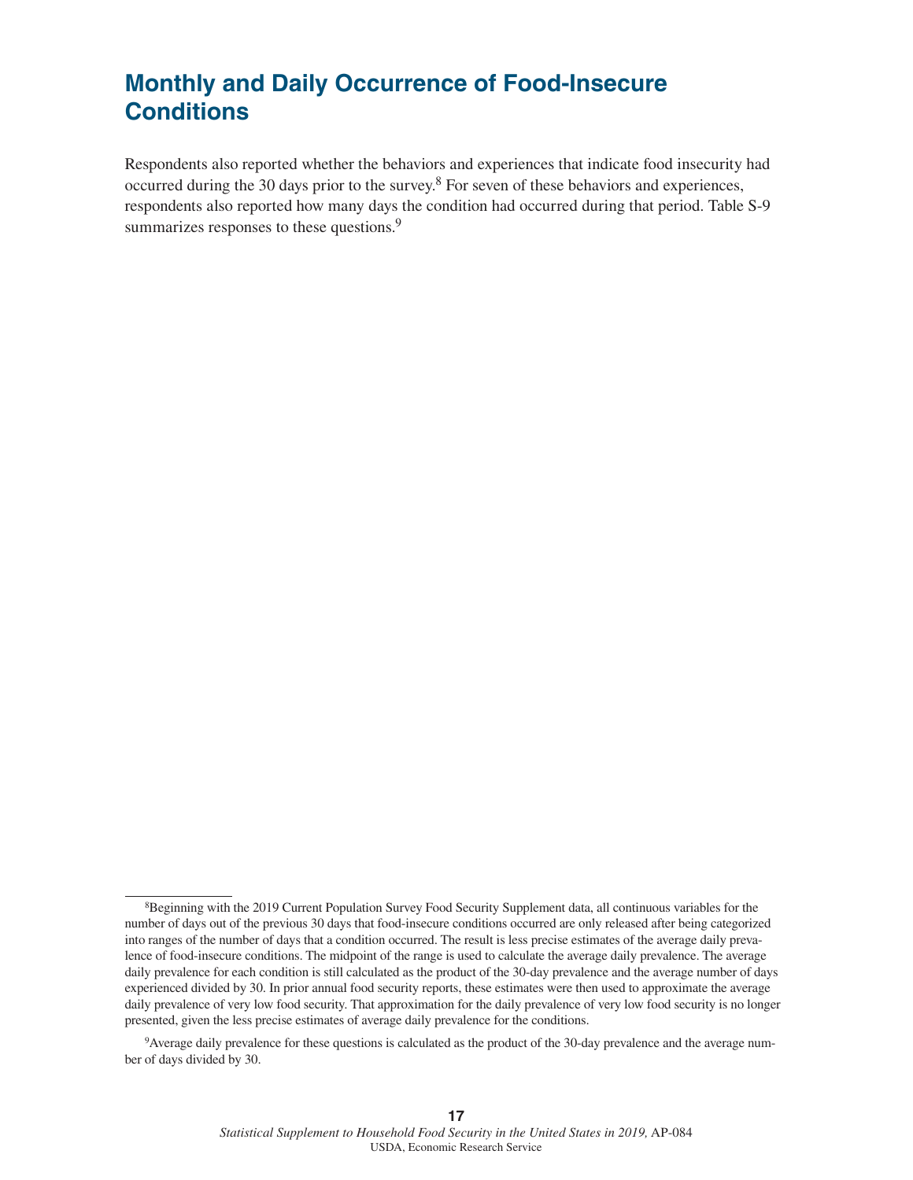## Monthly and Daily Occurrence of Food-Insecure Conditions

Respondents also reported whether the behaviors and experiences that indicate food insecurity had occurred during the 30 days prior to the survey.[8] For seven of these behaviors and experiences, respondents also reported how many days the condition had occurred during that period. Table S-9 summarizes responses to these questions.[9]

---

[8]Beginning with the 2019 Current Population Survey Food Security Supplement data, all continuous variables for the number of days out of the previous 30 days that food-insecure conditions occurred are only released after being categorized into ranges of the number of days that a condition occurred. The result is less precise estimates of the average daily prevalence of food-insecure conditions. The midpoint of the range is used to calculate the average daily prevalence. The average daily prevalence for each condition is still calculated as the product of the 30-day prevalence and the average number of days experienced divided by 30. In prior annual food security reports, these estimates were then used to approximate the average daily prevalence of very low food security. That approximation for the daily prevalence of very low food security is no longer presented, given the less precise estimates of average daily prevalence for the conditions.

[9]Average daily prevalence for these questions is calculated as the product of the 30-day prevalence and the average number of days divided by 30.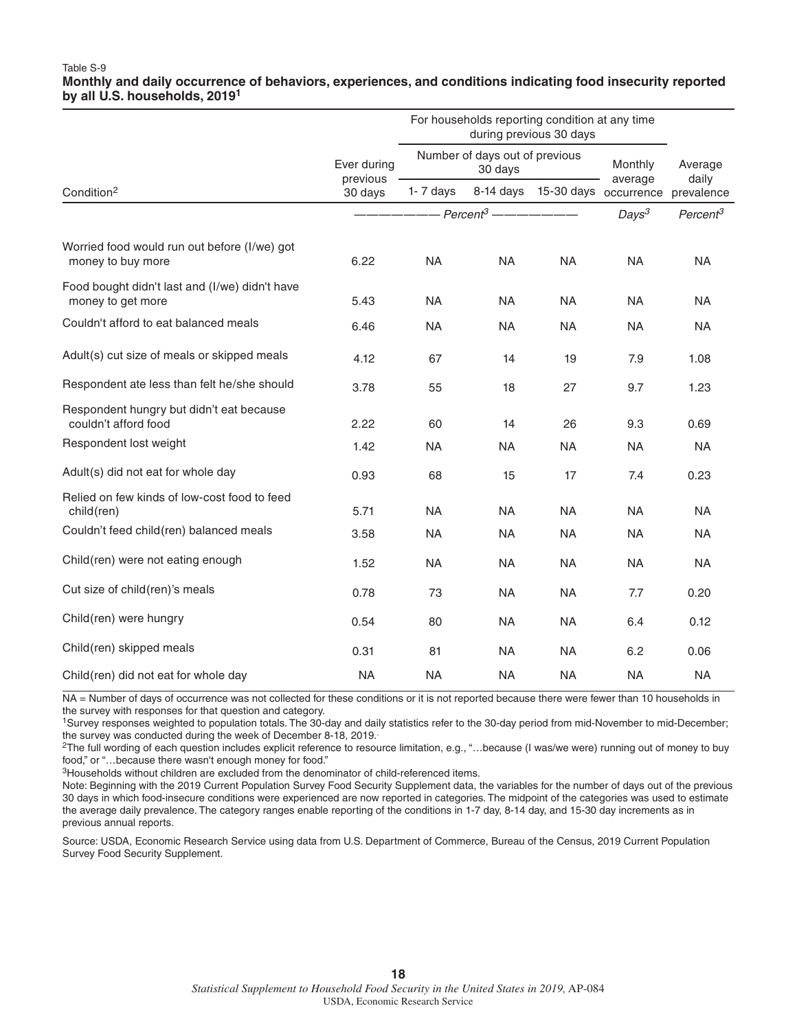Table S-9

**Monthly and daily occurrence of behaviors, experiences, and conditions indicating food insecurity reported by all U.S. households, 2019[1]**

| Condition[2] | Ever during previous 30 days | For households reporting condition at any time during previous 30 days: Number of days out of previous 30 days | | | Monthly average occurrence | Average daily prevalence |
|---|---|---|---|---|---|---|
| | | 1- 7 days | 8-14 days | 15-30 days | | |
| | *Percent[3]* | *Percent[3]* | *Percent[3]* | *Percent[3]* | *Days[3]* | *Percent[3]* |
| Worried food would run out before (I/we) got money to buy more | 6.22 | NA | NA | NA | NA | NA |
| Food bought didn't last and (I/we) didn't have money to get more | 5.43 | NA | NA | NA | NA | NA |
| Couldn't afford to eat balanced meals | 6.46 | NA | NA | NA | NA | NA |
| Adult(s) cut size of meals or skipped meals | 4.12 | 67 | 14 | 19 | 7.9 | 1.08 |
| Respondent ate less than felt he/she should | 3.78 | 55 | 18 | 27 | 9.7 | 1.23 |
| Respondent hungry but didn't eat because couldn't afford food | 2.22 | 60 | 14 | 26 | 9.3 | 0.69 |
| Respondent lost weight | 1.42 | NA | NA | NA | NA | NA |
| Adult(s) did not eat for whole day | 0.93 | 68 | 15 | 17 | 7.4 | 0.23 |
| Relied on few kinds of low-cost food to feed child(ren) | 5.71 | NA | NA | NA | NA | NA |
| Couldn't feed child(ren) balanced meals | 3.58 | NA | NA | NA | NA | NA |
| Child(ren) were not eating enough | 1.52 | NA | NA | NA | NA | NA |
| Cut size of child(ren)'s meals | 0.78 | 73 | NA | NA | 7.7 | 0.20 |
| Child(ren) were hungry | 0.54 | 80 | NA | NA | 6.4 | 0.12 |
| Child(ren) skipped meals | 0.31 | 81 | NA | NA | 6.2 | 0.06 |
| Child(ren) did not eat for whole day | NA | NA | NA | NA | NA | NA |

NA = Number of days of occurrence was not collected for these conditions or it is not reported because there were fewer than 10 households in the survey with responses for that question and category.

[1]Survey responses weighted to population totals. The 30-day and daily statistics refer to the 30-day period from mid-November to mid-December; the survey was conducted during the week of December 8-18, 2019.

[2]The full wording of each question includes explicit reference to resource limitation, e.g., "…because (I was/we were) running out of money to buy food," or "…because there wasn't enough money for food."

[3]Households without children are excluded from the denominator of child-referenced items.

Note: Beginning with the 2019 Current Population Survey Food Security Supplement data, the variables for the number of days out of the previous 30 days in which food-insecure conditions were experienced are now reported in categories. The midpoint of the categories was used to estimate the average daily prevalence. The category ranges enable reporting of the conditions in 1-7 day, 8-14 day, and 15-30 day increments as in previous annual reports.

Source: USDA, Economic Research Service using data from U.S. Department of Commerce, Bureau of the Census, 2019 Current Population Survey Food Security Supplement.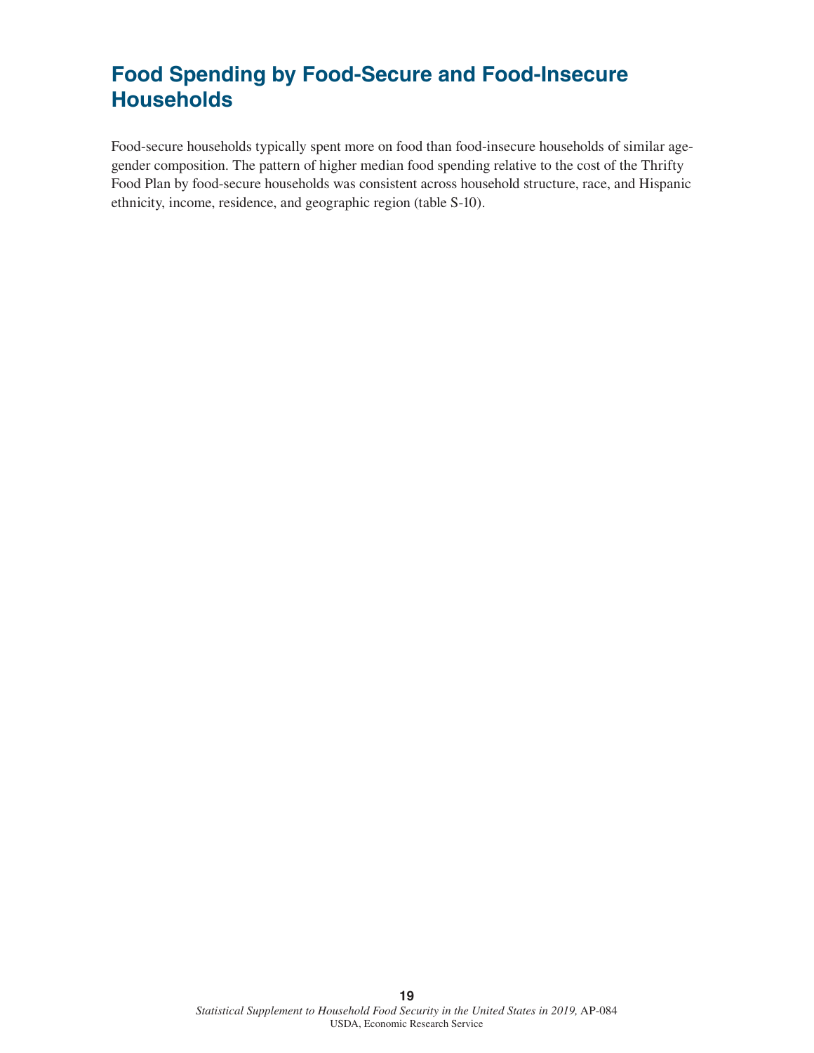## Food Spending by Food-Secure and Food-Insecure Households

Food-secure households typically spent more on food than food-insecure households of similar age-gender composition. The pattern of higher median food spending relative to the cost of the Thrifty Food Plan by food-secure households was consistent across household structure, race, and Hispanic ethnicity, income, residence, and geographic region (table S-10).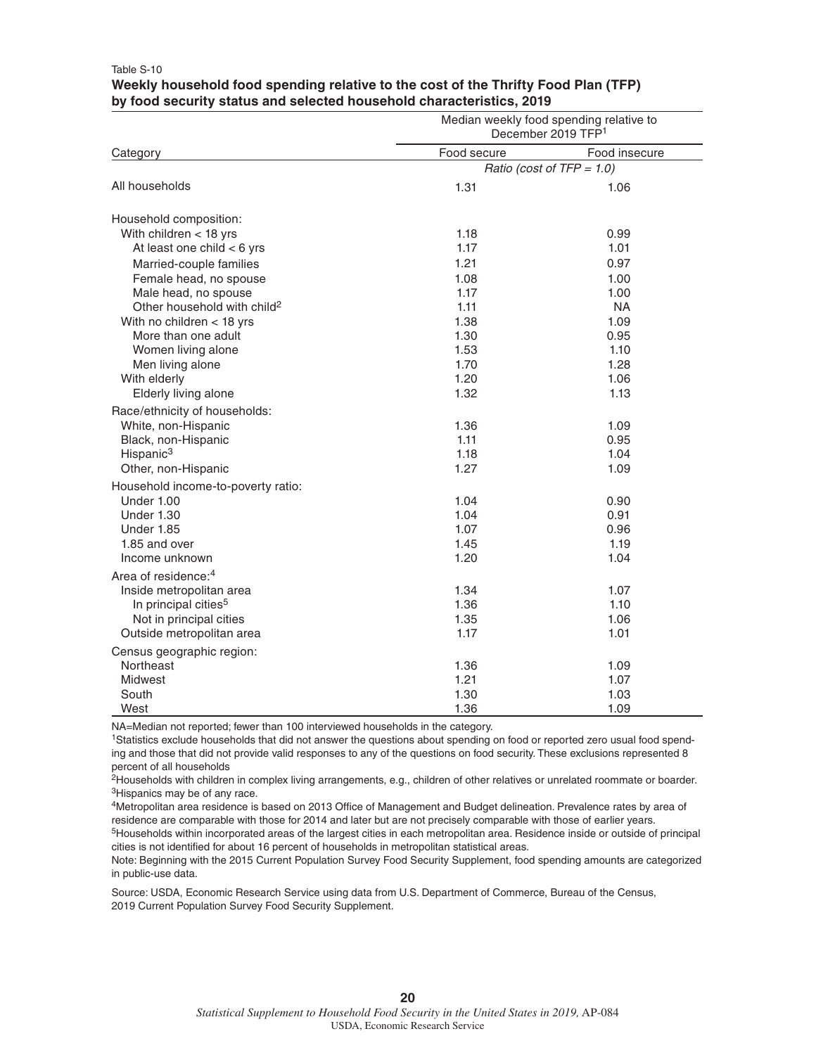Table S-10

**Weekly household food spending relative to the cost of the Thrifty Food Plan (TFP) by food security status and selected household characteristics, 2019**

| Category | Median weekly food spending relative to December 2019 TFP[1] | |
|---|---|---|
| | Food secure | Food insecure |
| | *Ratio (cost of TFP = 1.0)* | |
| All households | 1.31 | 1.06 |
| Household composition: | | |
| With children < 18 yrs | 1.18 | 0.99 |
| At least one child < 6 yrs | 1.17 | 1.01 |
| Married-couple families | 1.21 | 0.97 |
| Female head, no spouse | 1.08 | 1.00 |
| Male head, no spouse | 1.17 | 1.00 |
| Other household with child[2] | 1.11 | NA |
| With no children < 18 yrs | 1.38 | 1.09 |
| More than one adult | 1.30 | 0.95 |
| Women living alone | 1.53 | 1.10 |
| Men living alone | 1.70 | 1.28 |
| With elderly | 1.20 | 1.06 |
| Elderly living alone | 1.32 | 1.13 |
| Race/ethnicity of households: | | |
| White, non-Hispanic | 1.36 | 1.09 |
| Black, non-Hispanic | 1.11 | 0.95 |
| Hispanic[3] | 1.18 | 1.04 |
| Other, non-Hispanic | 1.27 | 1.09 |
| Household income-to-poverty ratio: | | |
| Under 1.00 | 1.04 | 0.90 |
| Under 1.30 | 1.04 | 0.91 |
| Under 1.85 | 1.07 | 0.96 |
| 1.85 and over | 1.45 | 1.19 |
| Income unknown | 1.20 | 1.04 |
| Area of residence:[4] | | |
| Inside metropolitan area | 1.34 | 1.07 |
| In principal cities[5] | 1.36 | 1.10 |
| Not in principal cities | 1.35 | 1.06 |
| Outside metropolitan area | 1.17 | 1.01 |
| Census geographic region: | | |
| Northeast | 1.36 | 1.09 |
| Midwest | 1.21 | 1.07 |
| South | 1.30 | 1.03 |
| West | 1.36 | 1.09 |

NA=Median not reported; fewer than 100 interviewed households in the category.

[1]Statistics exclude households that did not answer the questions about spending on food or reported zero usual food spending and those that did not provide valid responses to any of the questions on food security. These exclusions represented 8 percent of all households

[2]Households with children in complex living arrangements, e.g., children of other relatives or unrelated roommate or boarder.

[3]Hispanics may be of any race.

[4]Metropolitan area residence is based on 2013 Office of Management and Budget delineation. Prevalence rates by area of residence are comparable with those for 2014 and later but are not precisely comparable with those of earlier years.

[5]Households within incorporated areas of the largest cities in each metropolitan area. Residence inside or outside of principal cities is not identified for about 16 percent of households in metropolitan statistical areas.

Note: Beginning with the 2015 Current Population Survey Food Security Supplement, food spending amounts are categorized in public-use data.

Source: USDA, Economic Research Service using data from U.S. Department of Commerce, Bureau of the Census, 2019 Current Population Survey Food Security Supplement.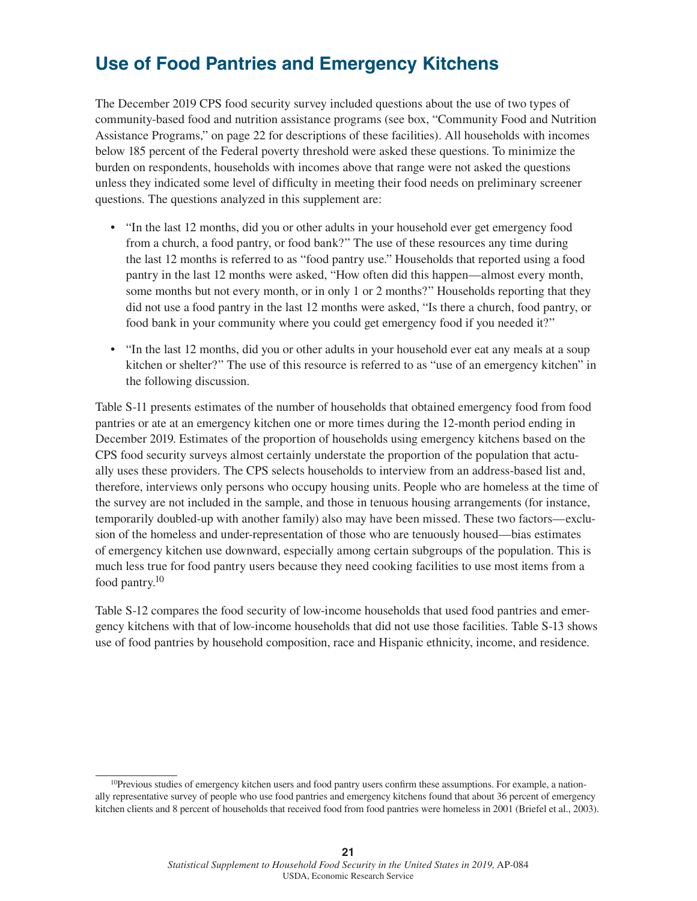## Use of Food Pantries and Emergency Kitchens

The December 2019 CPS food security survey included questions about the use of two types of community-based food and nutrition assistance programs (see box, "Community Food and Nutrition Assistance Programs," on page 22 for descriptions of these facilities). All households with incomes below 185 percent of the Federal poverty threshold were asked these questions. To minimize the burden on respondents, households with incomes above that range were not asked the questions unless they indicated some level of difficulty in meeting their food needs on preliminary screener questions. The questions analyzed in this supplement are:

- "In the last 12 months, did you or other adults in your household ever get emergency food from a church, a food pantry, or food bank?" The use of these resources any time during the last 12 months is referred to as "food pantry use." Households that reported using a food pantry in the last 12 months were asked, "How often did this happen—almost every month, some months but not every month, or in only 1 or 2 months?" Households reporting that they did not use a food pantry in the last 12 months were asked, "Is there a church, food pantry, or food bank in your community where you could get emergency food if you needed it?"
- "In the last 12 months, did you or other adults in your household ever eat any meals at a soup kitchen or shelter?" The use of this resource is referred to as "use of an emergency kitchen" in the following discussion.

Table S-11 presents estimates of the number of households that obtained emergency food from food pantries or ate at an emergency kitchen one or more times during the 12-month period ending in December 2019. Estimates of the proportion of households using emergency kitchens based on the CPS food security surveys almost certainly understate the proportion of the population that actually uses these providers. The CPS selects households to interview from an address-based list and, therefore, interviews only persons who occupy housing units. People who are homeless at the time of the survey are not included in the sample, and those in tenuous housing arrangements (for instance, temporarily doubled-up with another family) also may have been missed. These two factors—exclusion of the homeless and under-representation of those who are tenuously housed—bias estimates of emergency kitchen use downward, especially among certain subgroups of the population. This is much less true for food pantry users because they need cooking facilities to use most items from a food pantry.[10]

Table S-12 compares the food security of low-income households that used food pantries and emergency kitchens with that of low-income households that did not use those facilities. Table S-13 shows use of food pantries by household composition, race and Hispanic ethnicity, income, and residence.

[10]Previous studies of emergency kitchen users and food pantry users confirm these assumptions. For example, a nationally representative survey of people who use food pantries and emergency kitchens found that about 36 percent of emergency kitchen clients and 8 percent of households that received food from food pantries were homeless in 2001 (Briefel et al., 2003).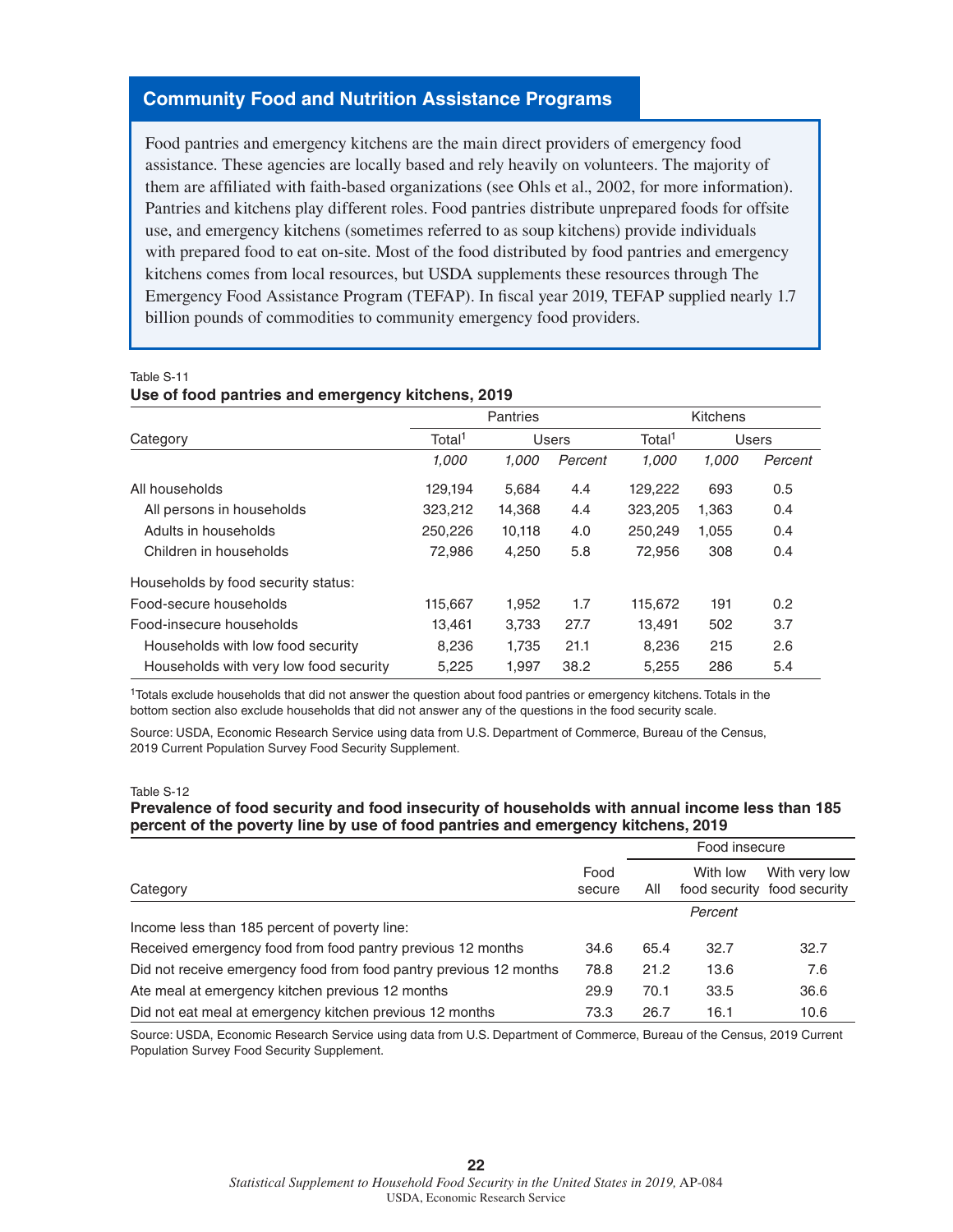## Community Food and Nutrition Assistance Programs

Food pantries and emergency kitchens are the main direct providers of emergency food assistance. These agencies are locally based and rely heavily on volunteers. The majority of them are affiliated with faith-based organizations (see Ohls et al., 2002, for more information). Pantries and kitchens play different roles. Food pantries distribute unprepared foods for offsite use, and emergency kitchens (sometimes referred to as soup kitchens) provide individuals with prepared food to eat on-site. Most of the food distributed by food pantries and emergency kitchens comes from local resources, but USDA supplements these resources through The Emergency Food Assistance Program (TEFAP). In fiscal year 2019, TEFAP supplied nearly 1.7 billion pounds of commodities to community emergency food providers.

Table S-11

**Use of food pantries and emergency kitchens, 2019**

| Category | Pantries | | | Kitchens | | |
|---|---|---|---|---|---|---|
| | Total[1] | Users | | Total[1] | Users | |
| | *1,000* | *1,000* | *Percent* | *1,000* | *1,000* | *Percent* |
| All households | 129,194 | 5,684 | 4.4 | 129,222 | 693 | 0.5 |
| All persons in households | 323,212 | 14,368 | 4.4 | 323,205 | 1,363 | 0.4 |
| Adults in households | 250,226 | 10,118 | 4.0 | 250,249 | 1,055 | 0.4 |
| Children in households | 72,986 | 4,250 | 5.8 | 72,956 | 308 | 0.4 |
| Households by food security status: | | | | | | |
| Food-secure households | 115,667 | 1,952 | 1.7 | 115,672 | 191 | 0.2 |
| Food-insecure households | 13,461 | 3,733 | 27.7 | 13,491 | 502 | 3.7 |
| Households with low food security | 8,236 | 1,735 | 21.1 | 8,236 | 215 | 2.6 |
| Households with very low food security | 5,225 | 1,997 | 38.2 | 5,255 | 286 | 5.4 |

[1]Totals exclude households that did not answer the question about food pantries or emergency kitchens. Totals in the bottom section also exclude households that did not answer any of the questions in the food security scale.

Source: USDA, Economic Research Service using data from U.S. Department of Commerce, Bureau of the Census, 2019 Current Population Survey Food Security Supplement.

Table S-12

**Prevalence of food security and food insecurity of households with annual income less than 185 percent of the poverty line by use of food pantries and emergency kitchens, 2019**

| Category | Food secure | Food insecure | | |
|---|---|---|---|---|
| | | All | With low food security | With very low food security |
| | | *Percent* | | |
| Income less than 185 percent of poverty line: | | | | |
| Received emergency food from food pantry previous 12 months | 34.6 | 65.4 | 32.7 | 32.7 |
| Did not receive emergency food from food pantry previous 12 months | 78.8 | 21.2 | 13.6 | 7.6 |
| Ate meal at emergency kitchen previous 12 months | 29.9 | 70.1 | 33.5 | 36.6 |
| Did not eat meal at emergency kitchen previous 12 months | 73.3 | 26.7 | 16.1 | 10.6 |

Source: USDA, Economic Research Service using data from U.S. Department of Commerce, Bureau of the Census, 2019 Current Population Survey Food Security Supplement.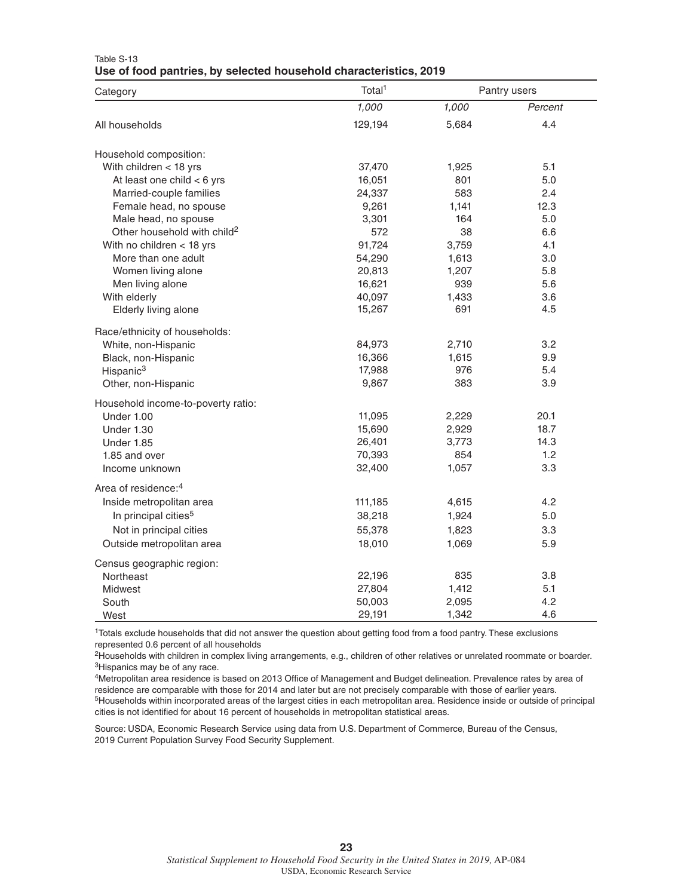Table S-13

**Use of food pantries, by selected household characteristics, 2019**

| Category | Total[1] | Pantry users | |
|---|---|---|---|
| | *1,000* | *1,000* | *Percent* |
| All households | 129,194 | 5,684 | 4.4 |
| Household composition: | | | |
| With children < 18 yrs | 37,470 | 1,925 | 5.1 |
| At least one child < 6 yrs | 16,051 | 801 | 5.0 |
| Married-couple families | 24,337 | 583 | 2.4 |
| Female head, no spouse | 9,261 | 1,141 | 12.3 |
| Male head, no spouse | 3,301 | 164 | 5.0 |
| Other household with child[2] | 572 | 38 | 6.6 |
| With no children < 18 yrs | 91,724 | 3,759 | 4.1 |
| More than one adult | 54,290 | 1,613 | 3.0 |
| Women living alone | 20,813 | 1,207 | 5.8 |
| Men living alone | 16,621 | 939 | 5.6 |
| With elderly | 40,097 | 1,433 | 3.6 |
| Elderly living alone | 15,267 | 691 | 4.5 |
| Race/ethnicity of households: | | | |
| White, non-Hispanic | 84,973 | 2,710 | 3.2 |
| Black, non-Hispanic | 16,366 | 1,615 | 9.9 |
| Hispanic[3] | 17,988 | 976 | 5.4 |
| Other, non-Hispanic | 9,867 | 383 | 3.9 |
| Household income-to-poverty ratio: | | | |
| Under 1.00 | 11,095 | 2,229 | 20.1 |
| Under 1.30 | 15,690 | 2,929 | 18.7 |
| Under 1.85 | 26,401 | 3,773 | 14.3 |
| 1.85 and over | 70,393 | 854 | 1.2 |
| Income unknown | 32,400 | 1,057 | 3.3 |
| Area of residence:[4] | | | |
| Inside metropolitan area | 111,185 | 4,615 | 4.2 |
| In principal cities[5] | 38,218 | 1,924 | 5.0 |
| Not in principal cities | 55,378 | 1,823 | 3.3 |
| Outside metropolitan area | 18,010 | 1,069 | 5.9 |
| Census geographic region: | | | |
| Northeast | 22,196 | 835 | 3.8 |
| Midwest | 27,804 | 1,412 | 5.1 |
| South | 50,003 | 2,095 | 4.2 |
| West | 29,191 | 1,342 | 4.6 |

[1]Totals exclude households that did not answer the question about getting food from a food pantry. These exclusions represented 0.6 percent of all households

[2]Households with children in complex living arrangements, e.g., children of other relatives or unrelated roommate or boarder.

[3]Hispanics may be of any race.

[4]Metropolitan area residence is based on 2013 Office of Management and Budget delineation. Prevalence rates by area of residence are comparable with those for 2014 and later but are not precisely comparable with those of earlier years.

[5]Households within incorporated areas of the largest cities in each metropolitan area. Residence inside or outside of principal cities is not identified for about 16 percent of households in metropolitan statistical areas.

Source: USDA, Economic Research Service using data from U.S. Department of Commerce, Bureau of the Census, 2019 Current Population Survey Food Security Supplement.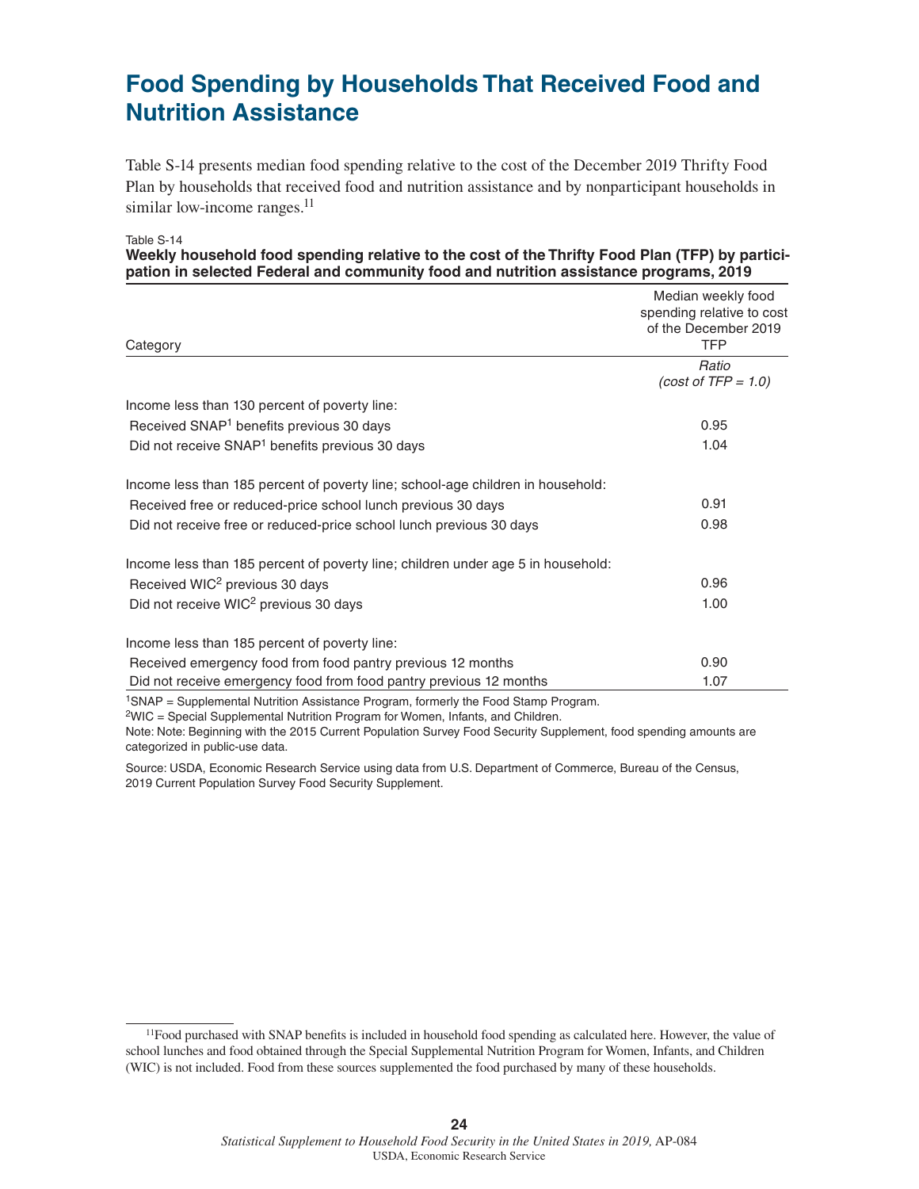# Food Spending by Households That Received Food and Nutrition Assistance

Table S-14 presents median food spending relative to the cost of the December 2019 Thrifty Food Plan by households that received food and nutrition assistance and by nonparticipant households in similar low-income ranges.[11]

Table S-14

**Weekly household food spending relative to the cost of the Thrifty Food Plan (TFP) by participation in selected Federal and community food and nutrition assistance programs, 2019**

| Category | Median weekly food spending relative to cost of the December 2019 TFP |
|---|---|
| | *Ratio (cost of TFP = 1.0)* |
| Income less than 130 percent of poverty line: | |
| Received SNAP[1] benefits previous 30 days | 0.95 |
| Did not receive SNAP[1] benefits previous 30 days | 1.04 |
| Income less than 185 percent of poverty line; school-age children in household: | |
| Received free or reduced-price school lunch previous 30 days | 0.91 |
| Did not receive free or reduced-price school lunch previous 30 days | 0.98 |
| Income less than 185 percent of poverty line; children under age 5 in household: | |
| Received WIC[2] previous 30 days | 0.96 |
| Did not receive WIC[2] previous 30 days | 1.00 |
| Income less than 185 percent of poverty line: | |
| Received emergency food from food pantry previous 12 months | 0.90 |
| Did not receive emergency food from food pantry previous 12 months | 1.07 |

[1]SNAP = Supplemental Nutrition Assistance Program, formerly the Food Stamp Program.

[2]WIC = Special Supplemental Nutrition Program for Women, Infants, and Children.

Note: Note: Beginning with the 2015 Current Population Survey Food Security Supplement, food spending amounts are categorized in public-use data.

Source: USDA, Economic Research Service using data from U.S. Department of Commerce, Bureau of the Census, 2019 Current Population Survey Food Security Supplement.

[11]Food purchased with SNAP benefits is included in household food spending as calculated here. However, the value of school lunches and food obtained through the Special Supplemental Nutrition Program for Women, Infants, and Children (WIC) is not included. Food from these sources supplemented the food purchased by many of these households.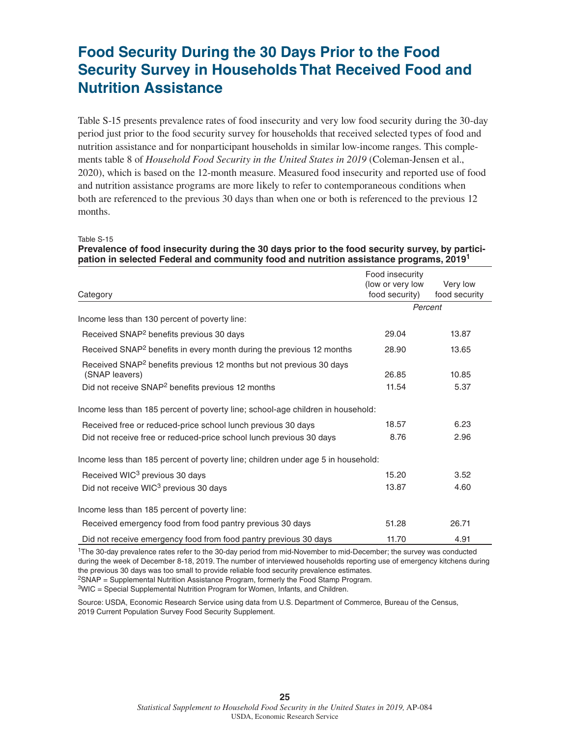# Food Security During the 30 Days Prior to the Food Security Survey in Households That Received Food and Nutrition Assistance

Table S-15 presents prevalence rates of food insecurity and very low food security during the 30-day period just prior to the food security survey for households that received selected types of food and nutrition assistance and for nonparticipant households in similar low-income ranges. This complements table 8 of *Household Food Security in the United States in 2019* (Coleman-Jensen et al., 2020), which is based on the 12-month measure. Measured food insecurity and reported use of food and nutrition assistance programs are more likely to refer to contemporaneous conditions when both are referenced to the previous 30 days than when one or both is referenced to the previous 12 months.

Table S-15

**Prevalence of food insecurity during the 30 days prior to the food security survey, by participation in selected Federal and community food and nutrition assistance programs, 2019[1]**

| Category | Food insecurity (low or very low food security) | Very low food security |
|---|---|---|
| | *Percent* | |
| Income less than 130 percent of poverty line: | | |
| Received SNAP[2] benefits previous 30 days | 29.04 | 13.87 |
| Received SNAP[2] benefits in every month during the previous 12 months | 28.90 | 13.65 |
| Received SNAP[2] benefits previous 12 months but not previous 30 days (SNAP leavers) | 26.85 | 10.85 |
| Did not receive SNAP[2] benefits previous 12 months | 11.54 | 5.37 |
| Income less than 185 percent of poverty line; school-age children in household: | | |
| Received free or reduced-price school lunch previous 30 days | 18.57 | 6.23 |
| Did not receive free or reduced-price school lunch previous 30 days | 8.76 | 2.96 |
| Income less than 185 percent of poverty line; children under age 5 in household: | | |
| Received WIC[3] previous 30 days | 15.20 | 3.52 |
| Did not receive WIC[3] previous 30 days | 13.87 | 4.60 |
| Income less than 185 percent of poverty line: | | |
| Received emergency food from food pantry previous 30 days | 51.28 | 26.71 |
| Did not receive emergency food from food pantry previous 30 days | 11.70 | 4.91 |

[1]The 30-day prevalence rates refer to the 30-day period from mid-November to mid-December; the survey was conducted during the week of December 8-18, 2019. The number of interviewed households reporting use of emergency kitchens during the previous 30 days was too small to provide reliable food security prevalence estimates.

[2]SNAP = Supplemental Nutrition Assistance Program, formerly the Food Stamp Program.

[3]WIC = Special Supplemental Nutrition Program for Women, Infants, and Children.

Source: USDA, Economic Research Service using data from U.S. Department of Commerce, Bureau of the Census, 2019 Current Population Survey Food Security Supplement.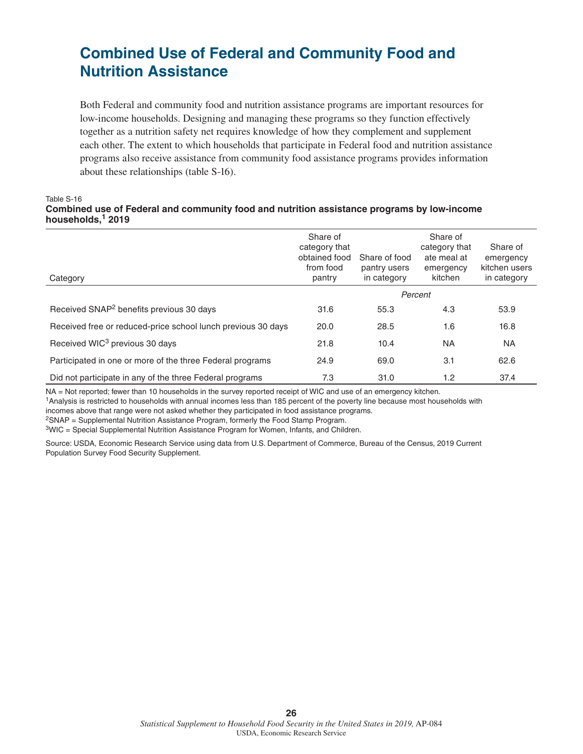# Combined Use of Federal and Community Food and Nutrition Assistance

Both Federal and community food and nutrition assistance programs are important resources for low-income households. Designing and managing these programs so they function effectively together as a nutrition safety net requires knowledge of how they complement and supplement each other. The extent to which households that participate in Federal food and nutrition assistance programs also receive assistance from community food assistance programs provides information about these relationships (table S-16).

Table S-16

**Combined use of Federal and community food and nutrition assistance programs by low-income households,[1] 2019**

| Category | Share of category that obtained food from food pantry | Share of food pantry users in category | Share of category that ate meal at emergency kitchen | Share of emergency kitchen users in category |
|---|---|---|---|---|
| | *Percent* | | | |
| Received SNAP[2] benefits previous 30 days | 31.6 | 55.3 | 4.3 | 53.9 |
| Received free or reduced-price school lunch previous 30 days | 20.0 | 28.5 | 1.6 | 16.8 |
| Received WIC[3] previous 30 days | 21.8 | 10.4 | NA | NA |
| Participated in one or more of the three Federal programs | 24.9 | 69.0 | 3.1 | 62.6 |
| Did not participate in any of the three Federal programs | 7.3 | 31.0 | 1.2 | 37.4 |

NA = Not reported; fewer than 10 households in the survey reported receipt of WIC and use of an emergency kitchen.

[1]Analysis is restricted to households with annual incomes less than 185 percent of the poverty line because most households with incomes above that range were not asked whether they participated in food assistance programs.

[2]SNAP = Supplemental Nutrition Assistance Program, formerly the Food Stamp Program.

[3]WIC = Special Supplemental Nutrition Assistance Program for Women, Infants, and Children.

Source: USDA, Economic Research Service using data from U.S. Department of Commerce, Bureau of the Census, 2019 Current Population Survey Food Security Supplement.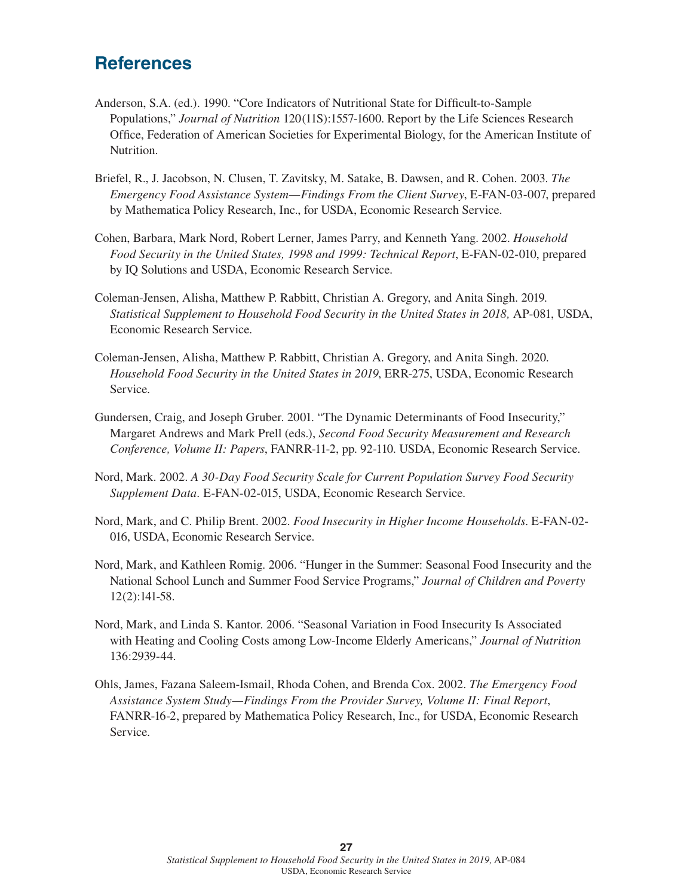## References

Anderson, S.A. (ed.). 1990. "Core Indicators of Nutritional State for Difficult-to-Sample Populations," *Journal of Nutrition* 120(11S):1557-1600. Report by the Life Sciences Research Office, Federation of American Societies for Experimental Biology, for the American Institute of Nutrition.

Briefel, R., J. Jacobson, N. Clusen, T. Zavitsky, M. Satake, B. Dawsen, and R. Cohen. 2003. *The Emergency Food Assistance System—Findings From the Client Survey*, E-FAN-03-007, prepared by Mathematica Policy Research, Inc., for USDA, Economic Research Service.

Cohen, Barbara, Mark Nord, Robert Lerner, James Parry, and Kenneth Yang. 2002. *Household Food Security in the United States, 1998 and 1999: Technical Report*, E-FAN-02-010, prepared by IQ Solutions and USDA, Economic Research Service.

Coleman-Jensen, Alisha, Matthew P. Rabbitt, Christian A. Gregory, and Anita Singh. 2019. *Statistical Supplement to Household Food Security in the United States in 2018,* AP-081, USDA, Economic Research Service.

Coleman-Jensen, Alisha, Matthew P. Rabbitt, Christian A. Gregory, and Anita Singh. 2020. *Household Food Security in the United States in 2019*, ERR-275, USDA, Economic Research Service.

Gundersen, Craig, and Joseph Gruber. 2001. "The Dynamic Determinants of Food Insecurity," Margaret Andrews and Mark Prell (eds.), *Second Food Security Measurement and Research Conference, Volume II: Papers*, FANRR-11-2, pp. 92-110. USDA, Economic Research Service.

Nord, Mark. 2002. *A 30-Day Food Security Scale for Current Population Survey Food Security Supplement Data*. E-FAN-02-015, USDA, Economic Research Service.

Nord, Mark, and C. Philip Brent. 2002. *Food Insecurity in Higher Income Households*. E-FAN-02-016, USDA, Economic Research Service.

Nord, Mark, and Kathleen Romig. 2006. "Hunger in the Summer: Seasonal Food Insecurity and the National School Lunch and Summer Food Service Programs," *Journal of Children and Poverty* 12(2):141-58.

Nord, Mark, and Linda S. Kantor. 2006. "Seasonal Variation in Food Insecurity Is Associated with Heating and Cooling Costs among Low-Income Elderly Americans," *Journal of Nutrition* 136:2939-44.

Ohls, James, Fazana Saleem-Ismail, Rhoda Cohen, and Brenda Cox. 2002. *The Emergency Food Assistance System Study—Findings From the Provider Survey, Volume II: Final Report*, FANRR-16-2, prepared by Mathematica Policy Research, Inc., for USDA, Economic Research Service.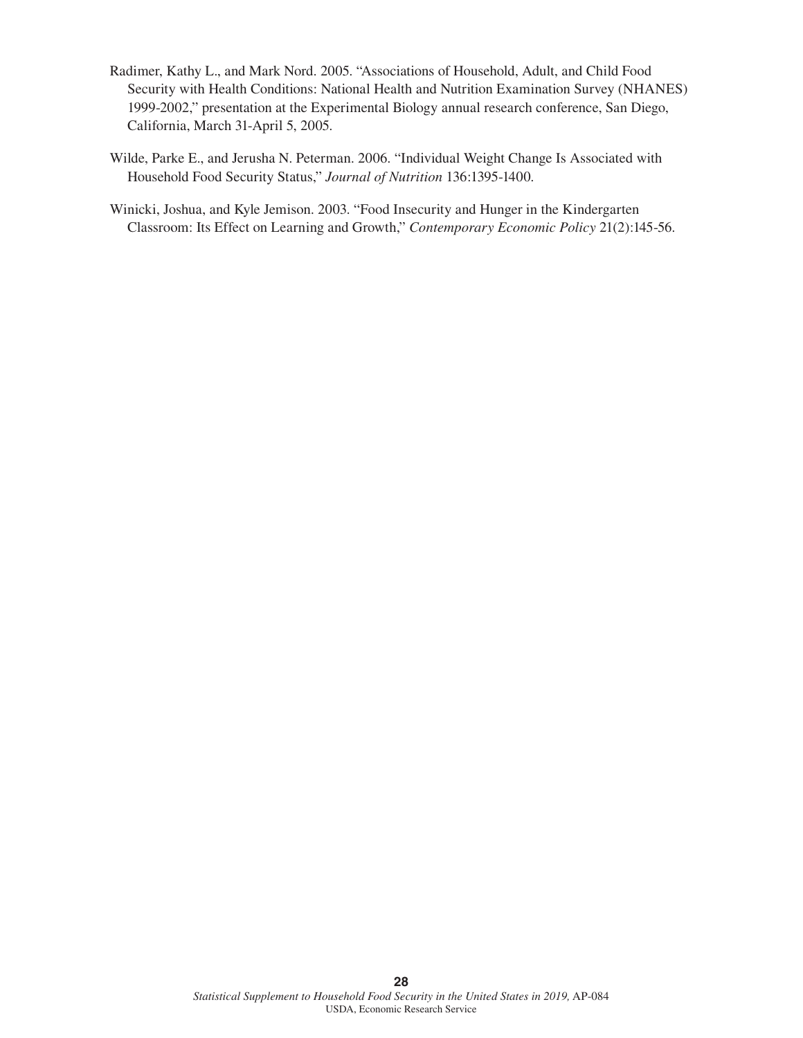Radimer, Kathy L., and Mark Nord. 2005. “Associations of Household, Adult, and Child Food Security with Health Conditions: National Health and Nutrition Examination Survey (NHANES) 1999-2002,” presentation at the Experimental Biology annual research conference, San Diego, California, March 31-April 5, 2005.

Wilde, Parke E., and Jerusha N. Peterman. 2006. “Individual Weight Change Is Associated with Household Food Security Status,” *Journal of Nutrition* 136:1395-1400.

Winicki, Joshua, and Kyle Jemison. 2003. “Food Insecurity and Hunger in the Kindergarten Classroom: Its Effect on Learning and Growth,” *Contemporary Economic Policy* 21(2):145-56.